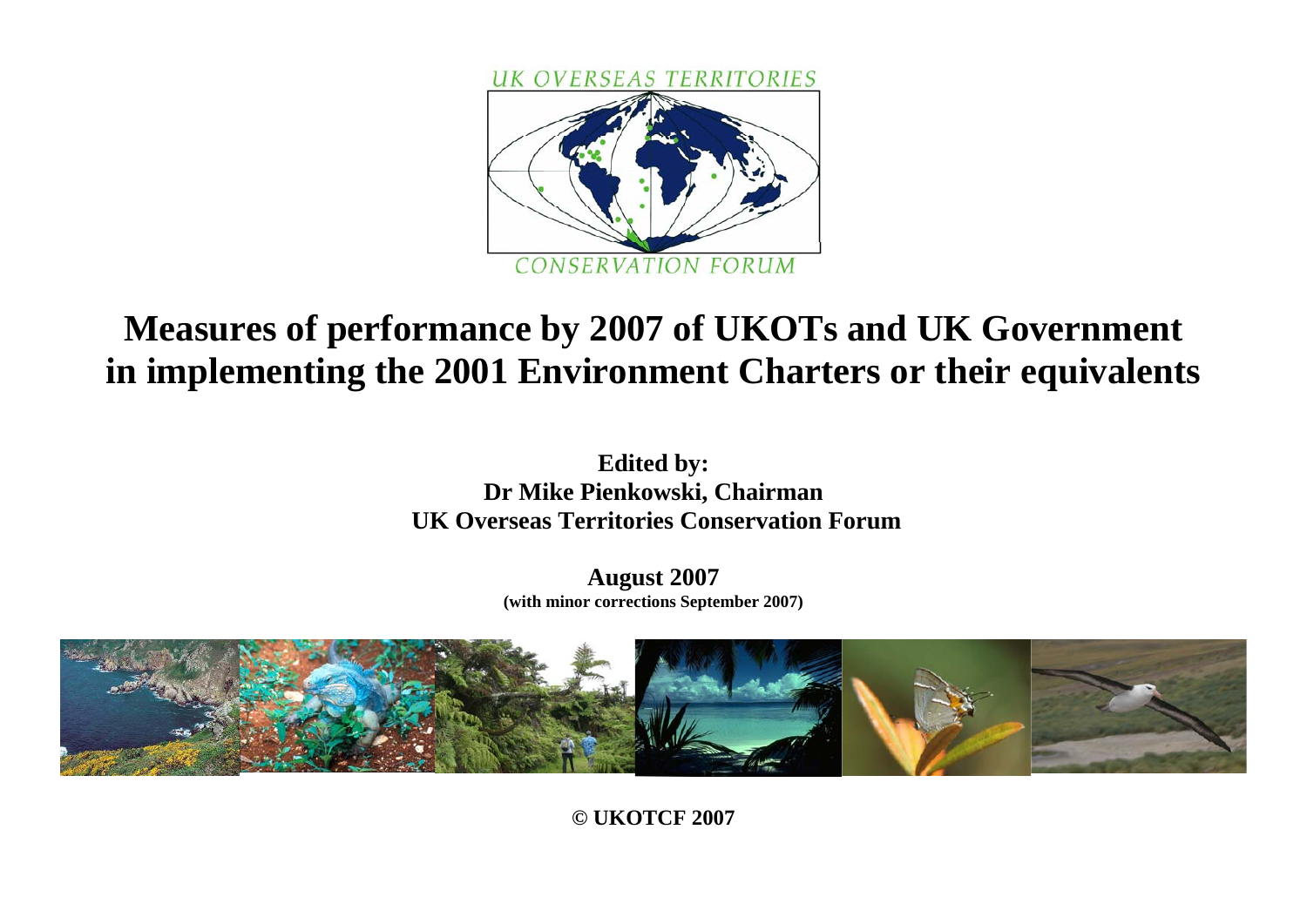UK OVERSEAS TERRITORIES

CONSERVATION FORUM

# Measures of performance by 2007 of UKOTs and UK Government in implementing the 2001 Environment Charters or their equivalents

**Edited by:**
**Dr Mike Pienkowski, Chairman**
**UK Overseas Territories Conservation Forum**

**August 2007**
**(with minor corrections September 2007)**

**© UKOTCF 2007**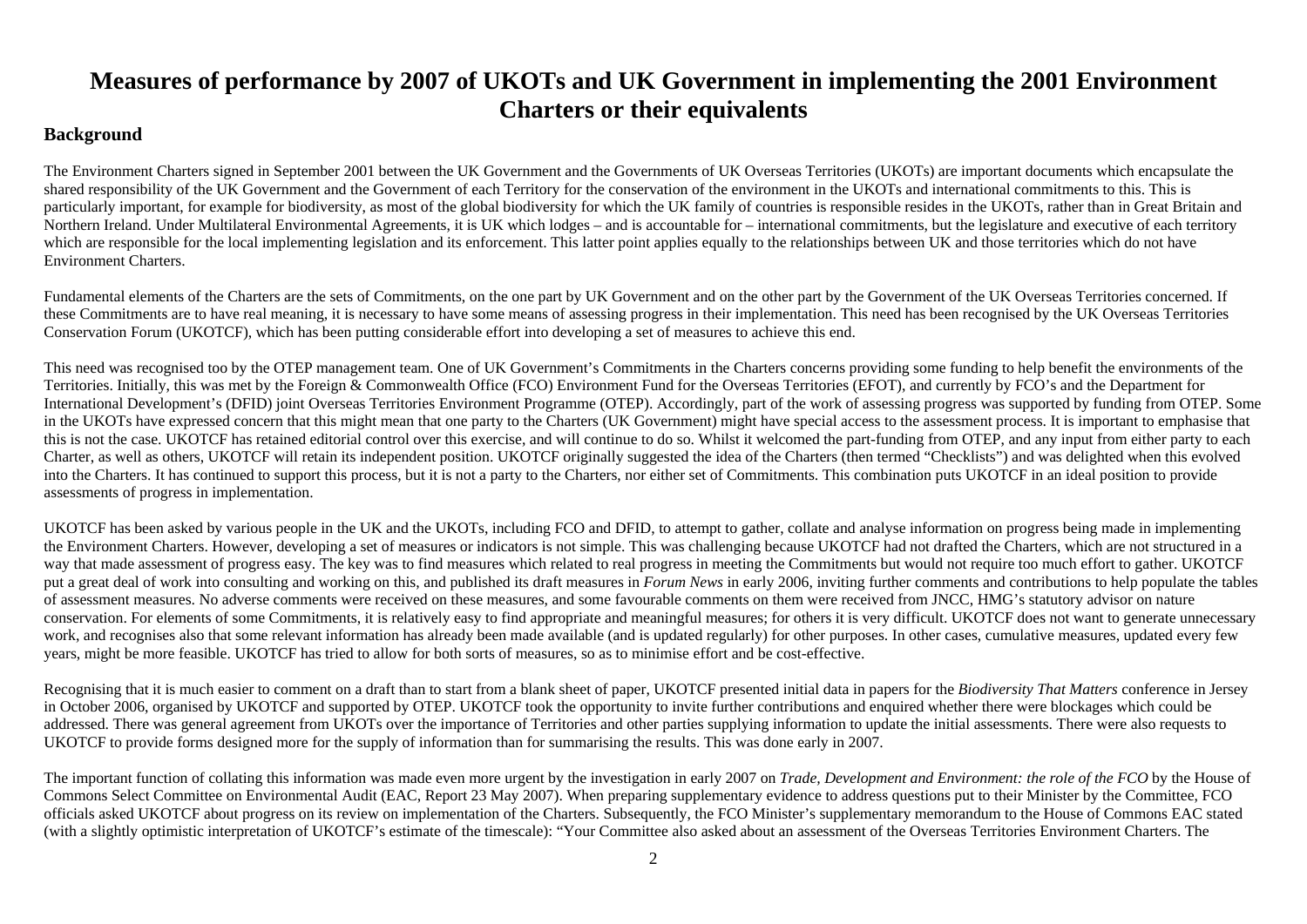# Measures of performance by 2007 of UKOTs and UK Government in implementing the 2001 Environment Charters or their equivalents

## Background

The Environment Charters signed in September 2001 between the UK Government and the Governments of UK Overseas Territories (UKOTs) are important documents which encapsulate the shared responsibility of the UK Government and the Government of each Territory for the conservation of the environment in the UKOTs and international commitments to this. This is particularly important, for example for biodiversity, as most of the global biodiversity for which the UK family of countries is responsible resides in the UKOTs, rather than in Great Britain and Northern Ireland. Under Multilateral Environmental Agreements, it is UK which lodges – and is accountable for – international commitments, but the legislature and executive of each territory which are responsible for the local implementing legislation and its enforcement. This latter point applies equally to the relationships between UK and those territories which do not have Environment Charters.

Fundamental elements of the Charters are the sets of Commitments, on the one part by UK Government and on the other part by the Government of the UK Overseas Territories concerned. If these Commitments are to have real meaning, it is necessary to have some means of assessing progress in their implementation. This need has been recognised by the UK Overseas Territories Conservation Forum (UKOTCF), which has been putting considerable effort into developing a set of measures to achieve this end.

This need was recognised too by the OTEP management team. One of UK Government's Commitments in the Charters concerns providing some funding to help benefit the environments of the Territories. Initially, this was met by the Foreign & Commonwealth Office (FCO) Environment Fund for the Overseas Territories (EFOT), and currently by FCO's and the Department for International Development's (DFID) joint Overseas Territories Environment Programme (OTEP). Accordingly, part of the work of assessing progress was supported by funding from OTEP. Some in the UKOTs have expressed concern that this might mean that one party to the Charters (UK Government) might have special access to the assessment process. It is important to emphasise that this is not the case. UKOTCF has retained editorial control over this exercise, and will continue to do so. Whilst it welcomed the part-funding from OTEP, and any input from either party to each Charter, as well as others, UKOTCF will retain its independent position. UKOTCF originally suggested the idea of the Charters (then termed "Checklists") and was delighted when this evolved into the Charters. It has continued to support this process, but it is not a party to the Charters, nor either set of Commitments. This combination puts UKOTCF in an ideal position to provide assessments of progress in implementation.

UKOTCF has been asked by various people in the UK and the UKOTs, including FCO and DFID, to attempt to gather, collate and analyse information on progress being made in implementing the Environment Charters. However, developing a set of measures or indicators is not simple. This was challenging because UKOTCF had not drafted the Charters, which are not structured in a way that made assessment of progress easy. The key was to find measures which related to real progress in meeting the Commitments but would not require too much effort to gather. UKOTCF put a great deal of work into consulting and working on this, and published its draft measures in *Forum News* in early 2006, inviting further comments and contributions to help populate the tables of assessment measures. No adverse comments were received on these measures, and some favourable comments on them were received from JNCC, HMG's statutory advisor on nature conservation. For elements of some Commitments, it is relatively easy to find appropriate and meaningful measures; for others it is very difficult. UKOTCF does not want to generate unnecessary work, and recognises also that some relevant information has already been made available (and is updated regularly) for other purposes. In other cases, cumulative measures, updated every few years, might be more feasible. UKOTCF has tried to allow for both sorts of measures, so as to minimise effort and be cost-effective.

Recognising that it is much easier to comment on a draft than to start from a blank sheet of paper, UKOTCF presented initial data in papers for the *Biodiversity That Matters* conference in Jersey in October 2006, organised by UKOTCF and supported by OTEP. UKOTCF took the opportunity to invite further contributions and enquired whether there were blockages which could be addressed. There was general agreement from UKOTs over the importance of Territories and other parties supplying information to update the initial assessments. There were also requests to UKOTCF to provide forms designed more for the supply of information than for summarising the results. This was done early in 2007.

The important function of collating this information was made even more urgent by the investigation in early 2007 on *Trade, Development and Environment: the role of the FCO* by the House of Commons Select Committee on Environmental Audit (EAC, Report 23 May 2007). When preparing supplementary evidence to address questions put to their Minister by the Committee, FCO officials asked UKOTCF about progress on its review on implementation of the Charters. Subsequently, the FCO Minister's supplementary memorandum to the House of Commons EAC stated (with a slightly optimistic interpretation of UKOTCF's estimate of the timescale): "Your Committee also asked about an assessment of the Overseas Territories Environment Charters. The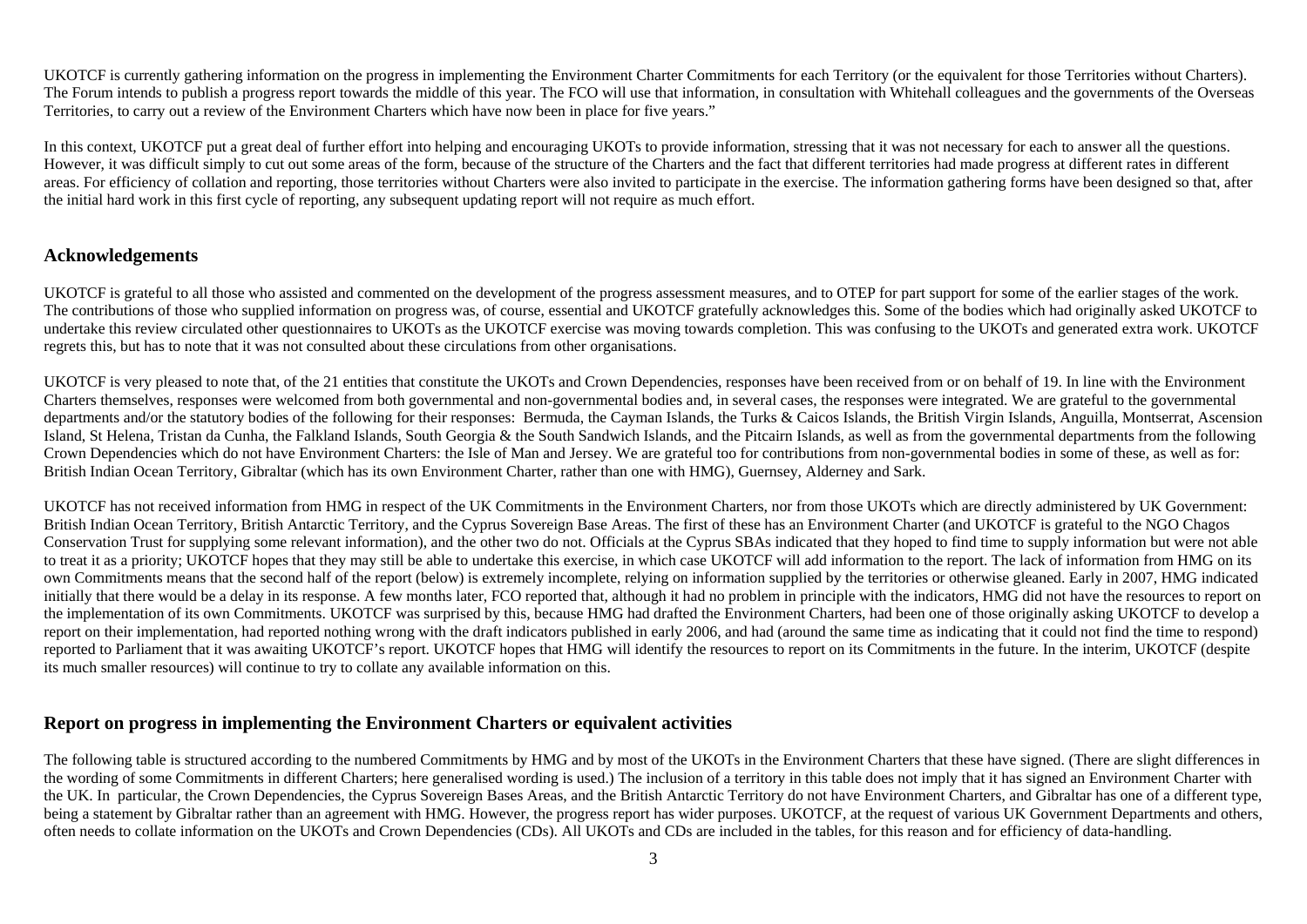UKOTCF is currently gathering information on the progress in implementing the Environment Charter Commitments for each Territory (or the equivalent for those Territories without Charters). The Forum intends to publish a progress report towards the middle of this year. The FCO will use that information, in consultation with Whitehall colleagues and the governments of the Overseas Territories, to carry out a review of the Environment Charters which have now been in place for five years."

In this context, UKOTCF put a great deal of further effort into helping and encouraging UKOTs to provide information, stressing that it was not necessary for each to answer all the questions. However, it was difficult simply to cut out some areas of the form, because of the structure of the Charters and the fact that different territories had made progress at different rates in different areas. For efficiency of collation and reporting, those territories without Charters were also invited to participate in the exercise. The information gathering forms have been designed so that, after the initial hard work in this first cycle of reporting, any subsequent updating report will not require as much effort.

## Acknowledgements

UKOTCF is grateful to all those who assisted and commented on the development of the progress assessment measures, and to OTEP for part support for some of the earlier stages of the work. The contributions of those who supplied information on progress was, of course, essential and UKOTCF gratefully acknowledges this. Some of the bodies which had originally asked UKOTCF to undertake this review circulated other questionnaires to UKOTs as the UKOTCF exercise was moving towards completion. This was confusing to the UKOTs and generated extra work. UKOTCF regrets this, but has to note that it was not consulted about these circulations from other organisations.

UKOTCF is very pleased to note that, of the 21 entities that constitute the UKOTs and Crown Dependencies, responses have been received from or on behalf of 19. In line with the Environment Charters themselves, responses were welcomed from both governmental and non-governmental bodies and, in several cases, the responses were integrated. We are grateful to the governmental departments and/or the statutory bodies of the following for their responses: Bermuda, the Cayman Islands, the Turks & Caicos Islands, the British Virgin Islands, Anguilla, Montserrat, Ascension Island, St Helena, Tristan da Cunha, the Falkland Islands, South Georgia & the South Sandwich Islands, and the Pitcairn Islands, as well as from the governmental departments from the following Crown Dependencies which do not have Environment Charters: the Isle of Man and Jersey. We are grateful too for contributions from non-governmental bodies in some of these, as well as for: British Indian Ocean Territory, Gibraltar (which has its own Environment Charter, rather than one with HMG), Guernsey, Alderney and Sark.

UKOTCF has not received information from HMG in respect of the UK Commitments in the Environment Charters, nor from those UKOTs which are directly administered by UK Government: British Indian Ocean Territory, British Antarctic Territory, and the Cyprus Sovereign Base Areas. The first of these has an Environment Charter (and UKOTCF is grateful to the NGO Chagos Conservation Trust for supplying some relevant information), and the other two do not. Officials at the Cyprus SBAs indicated that they hoped to find time to supply information but were not able to treat it as a priority; UKOTCF hopes that they may still be able to undertake this exercise, in which case UKOTCF will add information to the report. The lack of information from HMG on its own Commitments means that the second half of the report (below) is extremely incomplete, relying on information supplied by the territories or otherwise gleaned. Early in 2007, HMG indicated initially that there would be a delay in its response. A few months later, FCO reported that, although it had no problem in principle with the indicators, HMG did not have the resources to report on the implementation of its own Commitments. UKOTCF was surprised by this, because HMG had drafted the Environment Charters, had been one of those originally asking UKOTCF to develop a report on their implementation, had reported nothing wrong with the draft indicators published in early 2006, and had (around the same time as indicating that it could not find the time to respond) reported to Parliament that it was awaiting UKOTCF's report. UKOTCF hopes that HMG will identify the resources to report on its Commitments in the future. In the interim, UKOTCF (despite its much smaller resources) will continue to try to collate any available information on this.

## Report on progress in implementing the Environment Charters or equivalent activities

The following table is structured according to the numbered Commitments by HMG and by most of the UKOTs in the Environment Charters that these have signed. (There are slight differences in the wording of some Commitments in different Charters; here generalised wording is used.) The inclusion of a territory in this table does not imply that it has signed an Environment Charter with the UK. In particular, the Crown Dependencies, the Cyprus Sovereign Bases Areas, and the British Antarctic Territory do not have Environment Charters, and Gibraltar has one of a different type, being a statement by Gibraltar rather than an agreement with HMG. However, the progress report has wider purposes. UKOTCF, at the request of various UK Government Departments and others, often needs to collate information on the UKOTs and Crown Dependencies (CDs). All UKOTs and CDs are included in the tables, for this reason and for efficiency of data-handling.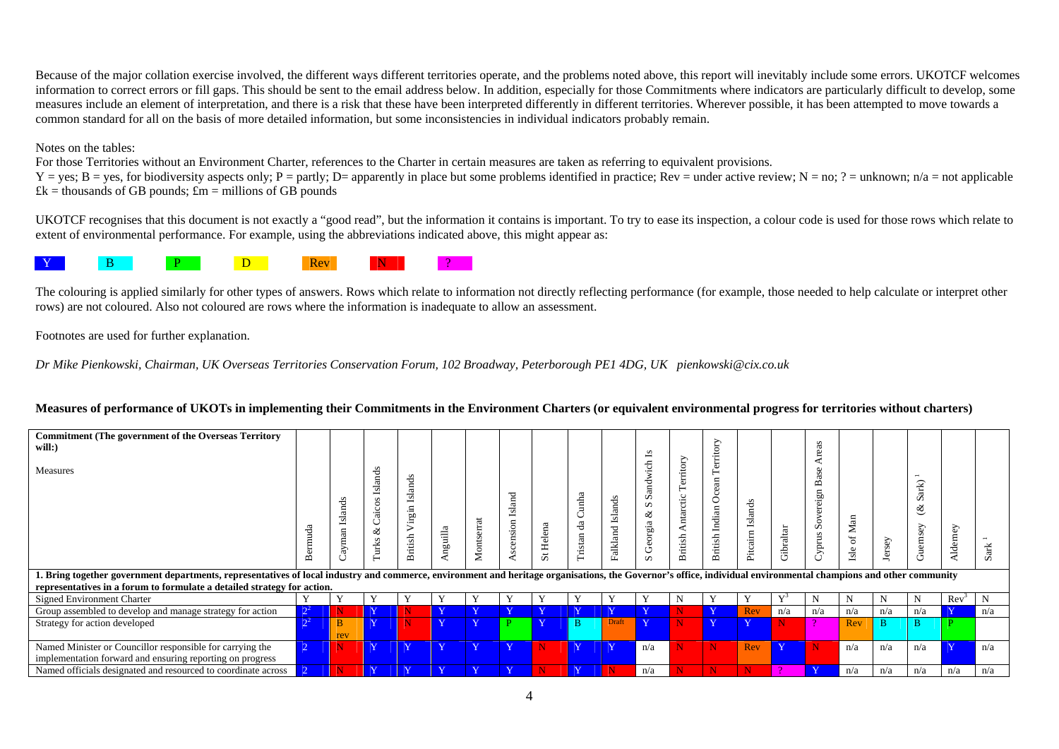Because of the major collation exercise involved, the different ways different territories operate, and the problems noted above, this report will inevitably include some errors. UKOTCF welcomes information to correct errors or fill gaps. This should be sent to the email address below. In addition, especially for those Commitments where indicators are particularly difficult to develop, some measures include an element of interpretation, and there is a risk that these have been interpreted differently in different territories. Wherever possible, it has been attempted to move towards a common standard for all on the basis of more detailed information, but some inconsistencies in individual indicators probably remain.

Notes on the tables:

For those Territories without an Environment Charter, references to the Charter in certain measures are taken as referring to equivalent provisions.

Y = yes; B = yes, for biodiversity aspects only; P = partly; D= apparently in place but some problems identified in practice; Rev = under active review; N = no; ? = unknown; n/a = not applicable

£k = thousands of GB pounds; £m = millions of GB pounds

UKOTCF recognises that this document is not exactly a "good read", but the information it contains is important. To try to ease its inspection, a colour code is used for those rows which relate to extent of environmental performance. For example, using the abbreviations indicated above, this might appear as:

Y B P D Rev N ?

The colouring is applied similarly for other types of answers. Rows which relate to information not directly reflecting performance (for example, those needed to help calculate or interpret other rows) are not coloured. Also not coloured are rows where the information is inadequate to allow an assessment.

Footnotes are used for further explanation.

*Dr Mike Pienkowski, Chairman, UK Overseas Territories Conservation Forum, 102 Broadway, Peterborough PE1 4DG, UK pienkowski@cix.co.uk*

**Measures of performance of UKOTs in implementing their Commitments in the Environment Charters (or equivalent environmental progress for territories without charters)**

| **Commitment (The government of the Overseas Territory will:)** Measures | Bermuda | Cayman Islands | Turks & Caicos Islands | British Virgin Islands | Anguilla | Montserrat | Ascension Island | St Helena | Tristan da Cunha | Falkland Islands | S Georgia & S Sandwich Is | British Antarctic Territory | British Indian Ocean Territory | Pitcairn Islands | Gibraltar | Cyprus Sovereign Base Areas | Isle of Man | Jersey | Guernsey (& Sark)[1] | Alderney | Sark[1] |
|---|---|---|---|---|---|---|---|---|---|---|---|---|---|---|---|---|---|---|---|---|---|
| **1. Bring together government departments, representatives of local industry and commerce, environment and heritage organisations, the Governor's office, individual environmental champions and other community representatives in a forum to formulate a detailed strategy for action.** | | | | | | | | | | | | | | | | | | | | | |
| Signed Environment Charter | Y | Y | Y | Y | Y | Y | Y | Y | Y | Y | Y | N | Y | Y | Y[3] | N | N | N | N | Rev[3] | N |
| Group assembled to develop and manage strategy for action | ?[2] | N | Y | N | Y | Y | Y | Y | Y | Y | Y | N | Y | Rev | n/a | n/a | n/a | n/a | n/a | Y | n/a |
| Strategy for action developed | ?[2] | B rev | Y | N | Y | Y | P | Y | B | Draft | Y | N | Y | Y | N | ? | Rev | B | B | P | |
| Named Minister or Councillor responsible for carrying the implementation forward and ensuring reporting on progress | ? | N | Y | Y | Y | Y | Y | N | Y | Y | n/a | N | N | Rev | Y | N | n/a | n/a | n/a | Y | n/a |
| Named officials designated and resourced to coordinate across | ? | N | Y | Y | Y | Y | Y | N | Y | N | n/a | N | N | N | ? | Y | n/a | n/a | n/a | n/a | n/a |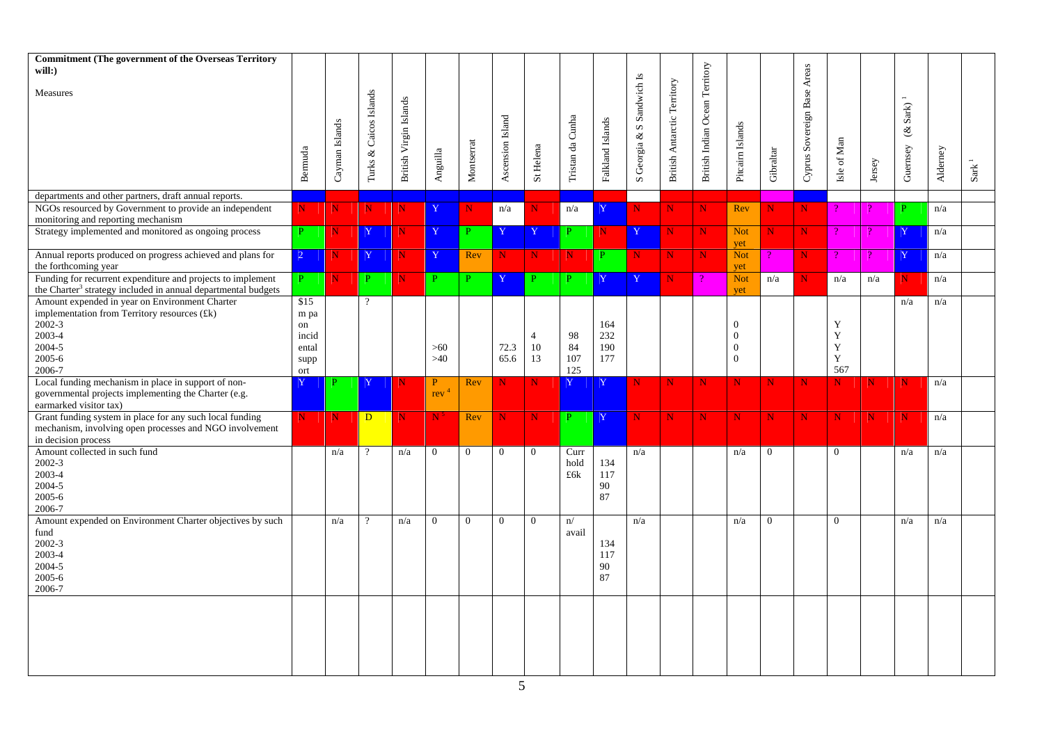| Commitment (The government of the Overseas Territory will:) Measures | Bermuda | Cayman Islands | Turks & Caicos Islands | British Virgin Islands | Anguilla | Montserrat | Ascension Island | St Helena | Tristan da Cunha | Falkland Islands | S Georgia & S Sandwich Is | British Antarctic Territory | British Indian Ocean Territory | Pitcairn Islands | Gibraltar | Cyprus Sovereign Base Areas | Isle of Man | Jersey | Guernsey (& Sark) [1] | Alderney | Sark [1] |
|---|---|---|---|---|---|---|---|---|---|---|---|---|---|---|---|---|---|---|---|---|---|
| departments and other partners, draft annual reports. | | | | | | | | | | | | | | | | | | | | | |
| NGOs resourced by Government to provide an independent monitoring and reporting mechanism | N | N | N | N | Y | N | n/a | N | n/a | Y | N | N | N | Rev | N | N | ? | ? | P | n/a | |
| Strategy implemented and monitored as ongoing process | P | N | Y | N | Y | P | Y | Y | P | N | Y | N | N | Not yet | N | N | ? | ? | Y | n/a | |
| Annual reports produced on progress achieved and plans for the forthcoming year | 2 | N | Y | N | Y | Rev | N | N | N | P | N | N | N | Not yet | ? | N | ? | ? | Y | n/a | |
| Funding for recurrent expenditure and projects to implement the Charter[3] strategy included in annual departmental budgets | P | N | P | N | P | P | Y | P | P | Y | Y | N | ? | Not yet | n/a | N | n/a | n/a | N | n/a | |
| Amount expended in year on Environment Charter implementation from Territory resources (£k) 2002-3 2003-4 2004-5 2005-6 2006-7 | $15 m pa on incidental support | | ? | | >60 >40 | | 72.3 65.6 | 4 10 13 | 98 84 107 125 | 164 232 190 177 | | | | 0 0 0 0 | | | Y Y Y Y 567 | | n/a | n/a | |
| Local funding mechanism in place in support of non-governmental projects implementing the Charter (e.g. earmarked visitor tax) | Y | P | Y | N | P rev [4] | Rev | N | N | Y | Y | N | N | N | N | N | N | N | N | N | n/a | |
| Grant funding system in place for any such local funding mechanism, involving open processes and NGO involvement in decision process | N | N | D | N | N [5] | Rev | N | N | P | Y | N | N | N | N | N | N | N | N | N | n/a | |
| Amount collected in such fund 2002-3 2003-4 2004-5 2005-6 2006-7 | | n/a | ? | n/a | 0 | 0 | 0 | 0 | Curr hold £6k | 134 117 90 87 | n/a | | | n/a | 0 | | 0 | | n/a | n/a | |
| Amount expended on Environment Charter objectives by such fund 2002-3 2003-4 2004-5 2005-6 2006-7 | | n/a | ? | n/a | 0 | 0 | 0 | 0 | n/ avail | 134 117 90 87 | n/a | | | n/a | 0 | | 0 | | n/a | n/a | |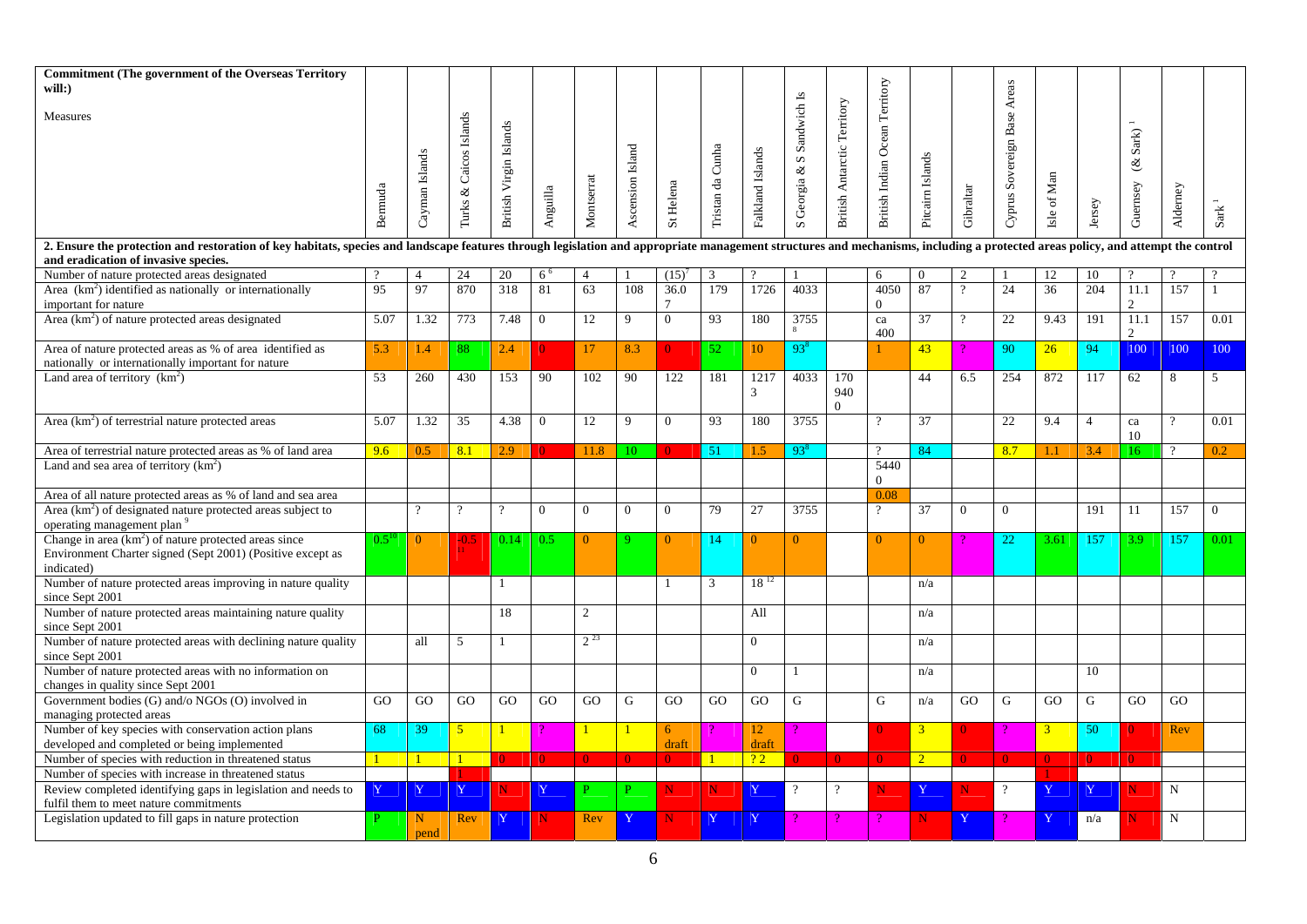| Commitment (The government of the Overseas Territory will:)<br><br>Measures | Bermuda | Cayman Islands | Turks & Caicos Islands | British Virgin Islands | Anguilla | Montserrat | Ascension Island | St Helena | Tristan da Cunha | Falkland Islands | S Georgia & S Sandwich Is | British Antarctic Territory | British Indian Ocean Territory | Pitcairn Islands | Gibraltar | Cyprus Sovereign Base Areas | Isle of Man | Jersey | Guernsey (& Sark)[1] | Alderney | Sark[1] |
|---|---|---|---|---|---|---|---|---|---|---|---|---|---|---|---|---|---|---|---|---|---|
| **2. Ensure the protection and restoration of key habitats, species and landscape features through legislation and appropriate management structures and mechanisms, including a protected areas policy, and attempt the control and eradication of invasive species.** | | | | | | | | | | | | | | | | | | | | | |
| Number of nature protected areas designated | ? | 4 | 24 | 20 | 6[6] | 4 | 1 | (15)[7] | 3 | ? | 1 | | 6 | 0 | 2 | 1 | 12 | 10 | ? | ? | ? |
| Area ($km^2$) identified as nationally or internationally important for nature | 95 | 97 | 870 | 318 | 81 | 63 | 108 | 36.07 | 179 | 1726 | 4033 | | 40500 | 87 | ? | 24 | 36 | 204 | 11.12 | 157 | 1 |
| Area ($km^2$) of nature protected areas designated | 5.07 | 1.32 | 773 | 7.48 | 0 | 12 | 9 | 0 | 93 | 180 | 3755[8] | | ca 400 | 37 | ? | 22 | 9.43 | 191 | 11.12 | 157 | 0.01 |
| Area of nature protected areas as % of area identified as nationally or internationally important for nature | 5.3 | 1.4 | 88 | 2.4 | 0 | 17 | 8.3 | 0 | 52 | 10 | 93[8] | | 1 | 43 | ? | 90 | 26 | 94 | 100 | 100 | 100 |
| Land area of territory ($km^2$) | 53 | 260 | 430 | 153 | 90 | 102 | 90 | 122 | 181 | 12173 | 4033 | 1709400 | | 44 | 6.5 | 254 | 872 | 117 | 62 | 8 | 5 |
| Area ($km^2$) of terrestrial nature protected areas | 5.07 | 1.32 | 35 | 4.38 | 0 | 12 | 9 | 0 | 93 | 180 | 3755 | | ? | 37 | | 22 | 9.4 | 4 | ca 10 | ? | 0.01 |
| Area of terrestrial nature protected areas as % of land area | 9.6 | 0.5 | 8.1 | 2.9 | 0 | 11.8 | 10 | 0 | 51 | 1.5 | 93[8] | | ? | 84 | | 8.7 | 1.1 | 3.4 | 16 | ? | 0.2 |
| Land and sea area of territory ($km^2$) | | | | | | | | | | | | | 54400 | | | | | | | | |
| Area of all nature protected areas as % of land and sea area | | | | | | | | | | | | | 0.08 | | | | | | | | |
| Area ($km^2$) of designated nature protected areas subject to operating management plan[9] | | ? | ? | ? | 0 | 0 | 0 | 0 | 79 | 27 | 3755 | | ? | 37 | 0 | 0 | | 191 | 11 | 157 | 0 |
| Change in area ($km^2$) of nature protected areas since Environment Charter signed (Sept 2001) (Positive except as indicated) | 0.5[10] | 0 | -0.5[11] | 0.14 | 0.5 | 0 | 9 | 0 | 14 | 0 | 0 | | 0 | 0 | ? | 22 | 3.61 | 157 | 3.9 | 157 | 0.01 |
| Number of nature protected areas improving in nature quality since Sept 2001 | | | | 1 | | | | 1 | 3 | 18[12] | | | | n/a | | | | | | | |
| Number of nature protected areas maintaining nature quality since Sept 2001 | | | | 18 | | 2 | | | | All | | | | n/a | | | | | | | |
| Number of nature protected areas with declining nature quality since Sept 2001 | | all | 5 | 1 | | 2[23] | | | | 0 | | | | n/a | | | | | | | |
| Number of nature protected areas with no information on changes in quality since Sept 2001 | | | | | | | | | | 0 | 1 | | | n/a | | | | 10 | | | |
| Government bodies (G) and/or NGOs (O) involved in managing protected areas | GO | GO | GO | GO | GO | GO | G | GO | GO | GO | G | | G | n/a | GO | G | GO | G | GO | GO | |
| Number of key species with conservation action plans developed and completed or being implemented | 68 | 39 | 5 | 1 | ? | 1 | 1 | 6 draft | ? | 12 draft | ? | | 0 | 3 | 0 | ? | 3 | 50 | 0 | Rev | |
| Number of species with reduction in threatened status | 1 | 1 | 1 | 0 | 0 | 0 | 0 | 0 | 1 | ? 2 | 0 | 0 | 0 | 2 | 0 | 0 | 0 | 0 | 0 | | |
| Number of species with increase in threatened status | | | 1 | | | | | | | | | | | | | | 1 | | | | |
| Review completed identifying gaps in legislation and needs to fulfil them to meet nature commitments | Y | Y | Y | N | Y | P | P | N | N | Y | ? | ? | N | Y | N | ? | Y | Y | N | N | |
| Legislation updated to fill gaps in nature protection | P | N pend | Rev | Y | N | Rev | Y | N | Y | Y | ? | ? | ? | N | Y | ? | Y | n/a | N | N | |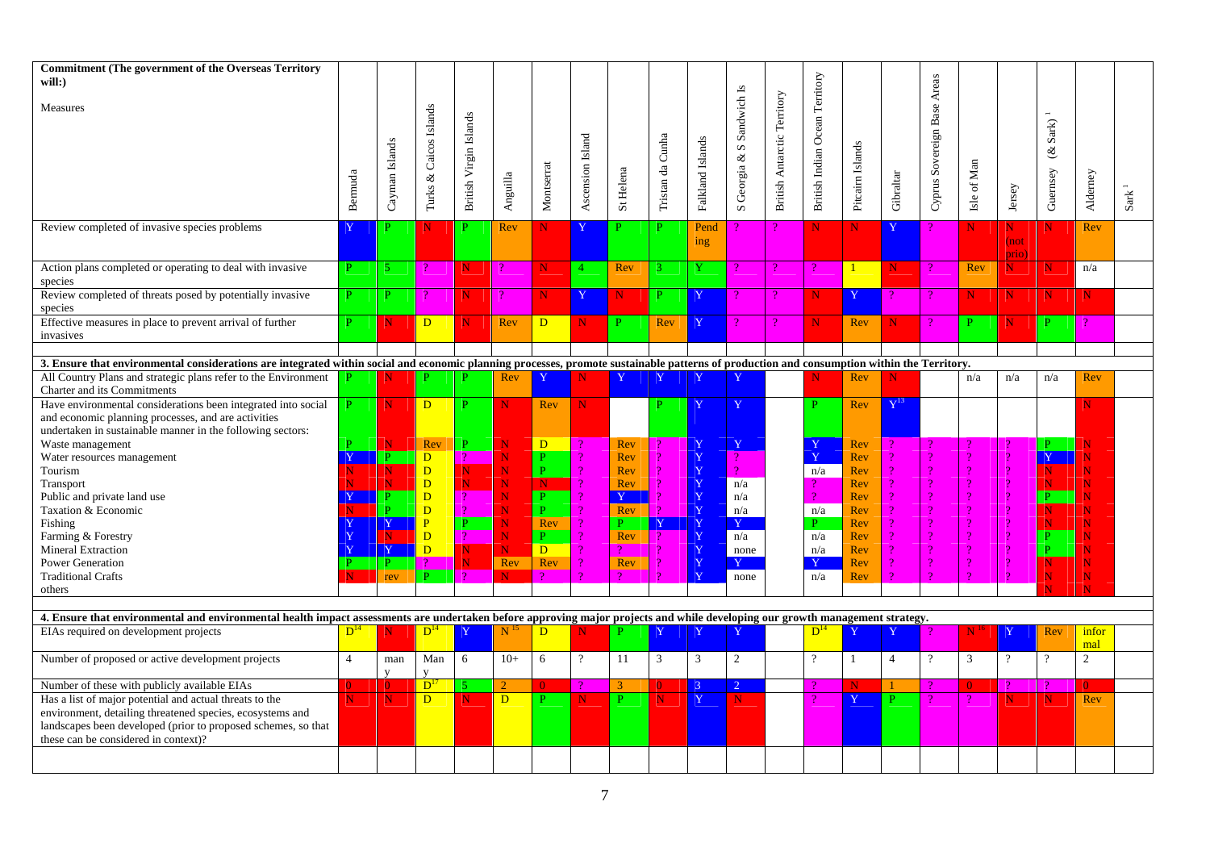| Commitment (The government of the Overseas Territory will:) Measures | Bermuda | Cayman Islands | Turks & Caicos Islands | British Virgin Islands | Anguilla | Montserrat | Ascension Island | St Helena | Tristan da Cunha | Falkland Islands | S Georgia & S Sandwich Is | British Antarctic Territory | British Indian Ocean Territory | Pitcairn Islands | Gibraltar | Cyprus Sovereign Base Areas | Isle of Man | Jersey | Guernsey (& Sark)[1] | Alderney | Sark[1] |
|---|---|---|---|---|---|---|---|---|---|---|---|---|---|---|---|---|---|---|---|---|---|
| Review completed of invasive species problems | Y | P | N | P | Rev | N | Y | P | P | Pending | ? | ? | N | N | Y | ? | N | N (not prio) | N | Rev | |
| Action plans completed or operating to deal with invasive species | P | 5 | ? | N | ? | N | 4 | Rev | 3 | Y | ? | ? | ? | 1 | N | ? | Rev | N | N | n/a | |
| Review completed of threats posed by potentially invasive species | P | P | ? | N | ? | N | Y | N | P | Y | ? | ? | N | Y | ? | ? | N | N | N | N | |
| Effective measures in place to prevent arrival of further invasives | P | N | D | N | Rev | D | N | P | Rev | Y | ? | ? | N | Rev | N | ? | P | N | P | ? | |
| **3. Ensure that environmental considerations are integrated within social and economic planning processes, promote sustainable patterns of production and consumption within the Territory.** | | | | | | | | | | | | | | | | | | | | | |
| All Country Plans and strategic plans refer to the Environment Charter and its Commitments | P | N | P | P | Rev | Y | N | Y | Y | Y | Y | | N | Rev | N | | n/a | n/a | n/a | Rev | |
| Have environmental considerations been integrated into social and economic planning processes, and are activities undertaken in sustainable manner in the following sectors: | P | N | D | P | N | Rev | N | | P | Y | Y | | P | Rev | Y[13] | | | | | N | |
| Waste management | P | N | Rev | P | N | D | ? | Rev | ? | Y | Y | | Y | Rev | ? | ? | ? | ? | P | N | |
| Water resources management | Y | P | D | ? | N | P | ? | Rev | ? | Y | ? | | Y | Rev | ? | ? | ? | ? | Y | N | |
| Tourism | N | N | D | N | N | P | ? | Rev | ? | Y | ? | | n/a | Rev | ? | ? | ? | ? | N | N | |
| Transport | N | N | D | N | N | N | ? | Rev | ? | Y | n/a | | ? | Rev | ? | ? | ? | ? | N | N | |
| Public and private land use | Y | P | D | ? | N | P | ? | Y | ? | Y | n/a | | ? | Rev | ? | ? | ? | ? | P | N | |
| Taxation & Economic | N | P | D | ? | N | P | ? | Rev | ? | Y | n/a | | n/a | Rev | ? | ? | ? | ? | N | N | |
| Fishing | Y | Y | P | P | N | Rev | ? | P | Y | Y | Y | | P | Rev | ? | ? | ? | ? | N | N | |
| Farming & Forestry | Y | N | D | ? | N | P | ? | Rev | ? | Y | n/a | | n/a | Rev | ? | ? | ? | ? | P | N | |
| Mineral Extraction | Y | Y | D | N | N | D | ? | ? | ? | Y | none | | n/a | Rev | ? | ? | ? | ? | P | N | |
| Power Generation | P | P | ? | N | Rev | Rev | ? | Rev | ? | Y | Y | | Y | Rev | ? | ? | ? | ? | N | N | |
| Traditional Crafts | N | rev | P | ? | N | ? | ? | ? | ? | Y | none | | n/a | Rev | ? | ? | ? | ? | N | N | |
| others | | | | | | | | | | | | | | | | | | | N | N | |
| **4. Ensure that environmental and environmental health impact assessments are undertaken before approving major projects and while developing our growth management strategy.** | | | | | | | | | | | | | | | | | | | | | |
| EIAs required on development projects | D[14] | N | D[14] | Y | N[15] | D | N | P | Y | Y | Y | | D[14] | Y | Y | ? | N[16] | Y | Rev | informal | |
| Number of proposed or active development projects | 4 | many | Many | 6 | 10+ | 6 | ? | 11 | 3 | 3 | 2 | | ? | 1 | 4 | ? | 3 | ? | ? | 2 | |
| Number of these with publicly available EIAs | 0 | 0 | D[17] | 5 | 2 | 0 | ? | 3 | 0 | 3 | 2 | | ? | N | 1 | ? | 0 | ? | ? | 0 | |
| Has a list of major potential and actual threats to the environment, detailing threatened species, ecosystems and landscapes been developed (prior to proposed schemes, so that these can be considered in context)? | N | N | D | N | D | P | N | P | N | Y | N | | ? | Y | P | ? | ? | N | N | Rev | |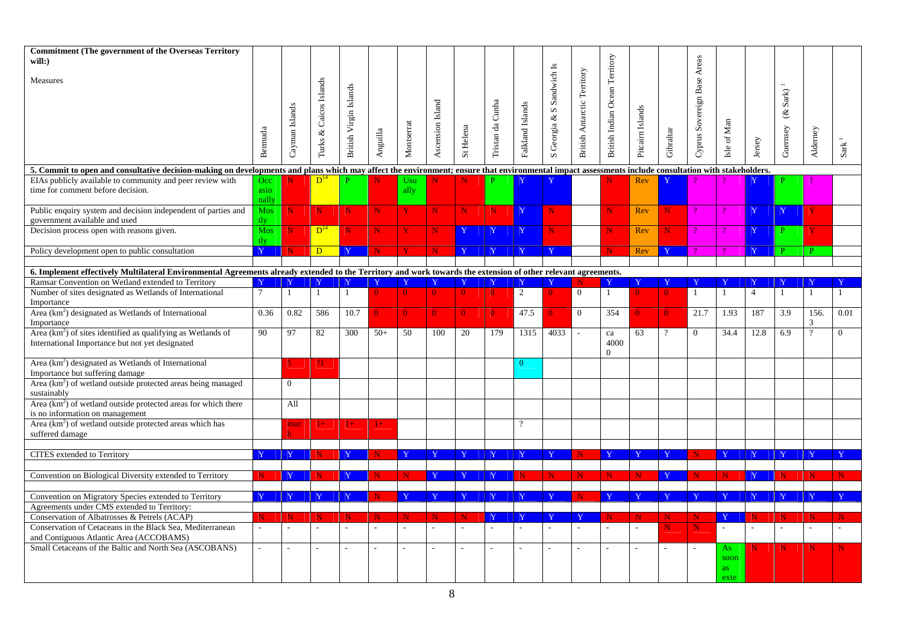| Commitment (The government of the Overseas Territory will:)<br><br>Measures | Bermuda | Cayman Islands | Turks & Caicos Islands | British Virgin Islands | Anguilla | Montserrat | Ascension Island | St Helena | Tristan da Cunha | Falkland Islands | S Georgia & S Sandwich Is | British Antarctic Territory | British Indian Ocean Territory | Pitcairn Islands | Gibraltar | Cyprus Sovereign Base Areas | Isle of Man | Jersey | Guernsey (& Sark) [1] | Alderney | Sark [1] |
|---|---|---|---|---|---|---|---|---|---|---|---|---|---|---|---|---|---|---|---|---|---|
| **5. Commit to open and consultative decision-making on developments and plans which may affect the environment; ensure that environmental impact assessments include consultation with stakeholders.** | | | | | | | | | | | | | | | | | | | | | |
| EIAs publicly available to community and peer review with time for comment before decision. | Occasionally | N | D[14] | P | N | Usually | N | N | P | Y | Y | | N | Rev | Y | ? | ? | Y | P | ? | |
| Public enquiry system and decision independent of parties and government available and used | Mostly | N | N | N | N | Y | N | N | N | Y | N | | N | Rev | N | ? | ? | Y | Y | Y | |
| Decision process open with reasons given. | Mostly | N | D[14] | N | N | Y | N | Y | Y | Y | N | | N | Rev | N | ? | ? | Y | P | Y | |
| Policy development open to public consultation | Y | N | D | Y | N | Y | N | Y | Y | Y | Y | | N | Rev | Y | ? | ? | Y | P | P | |
| **6. Implement effectively Multilateral Environmental Agreements already extended to the Territory and work towards the extension of other relevant agreements.** | | | | | | | | | | | | | | | | | | | | | |
| Ramsar Convention on Wetland extended to Territory | Y | Y | Y | Y | Y | Y | Y | Y | Y | Y | Y | N | Y | Y | Y | Y | Y | Y | Y | Y | Y |
| Number of sites designated as Wetlands of International Importance | 7 | 1 | 1 | 1 | 0 | 0 | 0 | 0 | 0 | 2 | 0 | 0 | 1 | 0 | 0 | 1 | 1 | 4 | 1 | 1 | 1 |
| Area ($km^2$) designated as Wetlands of International Importance | 0.36 | 0.82 | 586 | 10.7 | 0 | 0 | 0 | 0 | 0 | 47.5 | 0 | 0 | 354 | 0 | 0 | 21.7 | 1.93 | 187 | 3.9 | 156.3 | 0.01 |
| Area ($km^2$) of sites identified as qualifying as Wetlands of International Importance but not yet designated | 90 | 97 | 82 | 300 | 50+ | 50 | 100 | 20 | 179 | 1315 | 4033 | - | ca 40000 | 63 | ? | 0 | 34.4 | 12.8 | 6.9 | ? | 0 |
| Area ($km^2$) designated as Wetlands of International Importance but suffering damage | | 5 | ?1 | | | | | | | 0 | | | | | | | | | | | |
| Area ($km^2$) of wetland outside protected areas being managed sustainably | | 0 | | | | | | | | | | | | | | | | | | | |
| Area ($km^2$) of wetland outside protected areas for which there is no information on management | | All | | | | | | | | | | | | | | | | | | | |
| Area ($km^2$) of wetland outside protected areas which has suffered damage | | much | 1+ | 1+ | 1+ | | | | | ? | | | | | | | | | | | |
| CITES extended to Territory | Y | Y | N | Y | N | Y | Y | Y | Y | Y | Y | N | Y | Y | Y | N | Y | Y | Y | Y | Y |
| Convention on Biological Diversity extended to Territory | N | Y | N | Y | N | N | Y | Y | Y | N | N | N | N | N | Y | N | N | Y | N | N | N |
| Convention on Migratory Species extended to Territory | Y | Y | Y | Y | N | Y | Y | Y | Y | Y | Y | N | Y | Y | Y | Y | Y | Y | Y | Y | Y |
| Agreements under CMS extended to Territory: | | | | | | | | | | | | | | | | | | | | | |
| Conservation of Albatrosses & Petrels (ACAP) | N | N | N | N | N | N | N | N | Y | Y | Y | Y | N | N | N | N | Y | N | N | N | N |
| Conservation of Cetaceans in the Black Sea, Mediterranean and Contiguous Atlantic Area (ACCOBAMS) | - | - | - | - | - | - | - | - | - | - | - | - | - | - | N | N | - | - | - | - | - |
| Small Cetaceans of the Baltic and North Sea (ASCOBANS) | - | - | - | - | - | - | - | - | - | - | - | - | - | - | - | - | As soon as exte | N | N | N | N |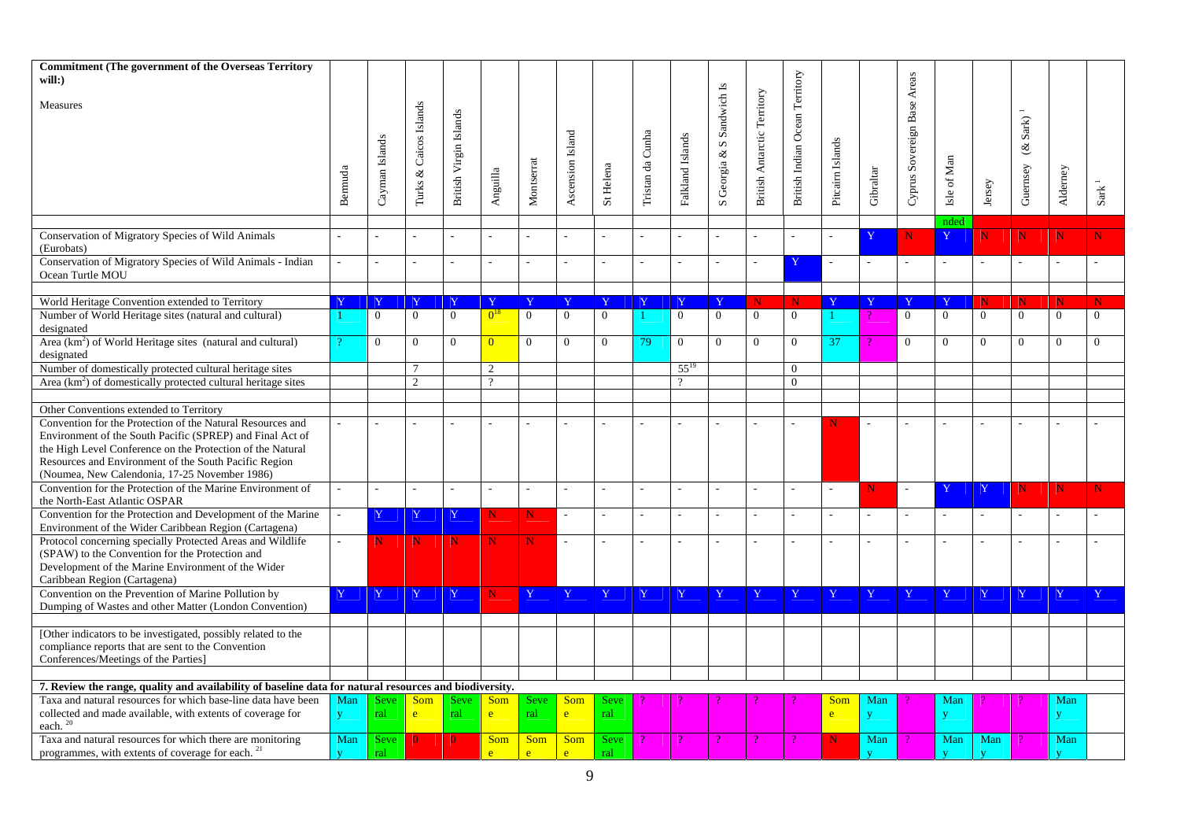| Commitment (The government of the Overseas Territory will:)<br>Measures | Bermuda | Cayman Islands | Turks & Caicos Islands | British Virgin Islands | Anguilla | Montserrat | Ascension Island | St Helena | Tristan da Cunha | Falkland Islands | S Georgia & S Sandwich Is | British Antarctic Territory | British Indian Ocean Territory | Pitcairn Islands | Gibraltar | Cyprus Sovereign Base Areas | Isle of Man | Jersey | Guernsey (& Sark)[1] | Alderney | Sark[1] |
|---|---|---|---|---|---|---|---|---|---|---|---|---|---|---|---|---|---|---|---|---|---|
| | | | | | | | | | | | | | | | | | nded | | | | |
| Conservation of Migratory Species of Wild Animals (Eurobats) | - | - | - | - | - | - | - | - | - | - | - | - | - | - | Y | N | Y | N | N | N | N |
| Conservation of Migratory Species of Wild Animals - Indian Ocean Turtle MOU | - | - | - | - | - | - | - | - | - | - | - | - | Y | - | - | - | - | - | - | - | - |
| | | | | | | | | | | | | | | | | | | | | | |
| World Heritage Convention extended to Territory | Y | Y | Y | Y | Y | Y | Y | Y | Y | Y | Y | N | N | Y | Y | Y | Y | N | N | N | N |
| Number of World Heritage sites (natural and cultural) designated | 1 | 0 | 0 | 0 | 0[18] | 0 | 0 | 0 | 1 | 0 | 0 | 0 | 0 | 1 | ? | 0 | 0 | 0 | 0 | 0 | 0 |
| Area (km$^2$) of World Heritage sites (natural and cultural) designated | ? | 0 | 0 | 0 | 0 | 0 | 0 | 0 | 79 | 0 | 0 | 0 | 0 | 37 | ? | 0 | 0 | 0 | 0 | 0 | 0 |
| Number of domestically protected cultural heritage sites | | | 7 | | 2 | | | | | 55[19] | | | 0 | | | | | | | | |
| Area (km$^2$) of domestically protected cultural heritage sites | | | 2 | | ? | | | | | ? | | | 0 | | | | | | | | |
| | | | | | | | | | | | | | | | | | | | | | |
| Other Conventions extended to Territory | | | | | | | | | | | | | | | | | | | | | |
| Convention for the Protection of the Natural Resources and Environment of the South Pacific (SPREP) and Final Act of the High Level Conference on the Protection of the Natural Resources and Environment of the South Pacific Region (Noumea, New Calendonia, 17-25 November 1986) | - | - | - | - | - | - | - | - | - | - | - | - | - | N | - | - | - | - | - | - | - |
| Convention for the Protection of the Marine Environment of the North-East Atlantic OSPAR | - | - | - | - | - | - | - | - | - | - | - | - | - | - | N | - | Y | Y | N | N | N |
| Convention for the Protection and Development of the Marine Environment of the Wider Caribbean Region (Cartagena) | - | Y | Y | Y | N | N | - | - | - | - | - | - | - | - | - | - | - | - | - | - | - |
| Protocol concerning specially Protected Areas and Wildlife (SPAW) to the Convention for the Protection and Development of the Marine Environment of the Wider Caribbean Region (Cartagena) | - | N | N | N | N | N | - | - | - | - | - | - | - | - | - | - | - | - | - | - | - |
| Convention on the Prevention of Marine Pollution by Dumping of Wastes and other Matter (London Convention) | Y | Y | Y | Y | N | Y | Y | Y | Y | Y | Y | Y | Y | Y | Y | Y | Y | Y | Y | Y | Y |
| | | | | | | | | | | | | | | | | | | | | | |
| [Other indicators to be investigated, possibly related to the compliance reports that are sent to the Convention Conferences/Meetings of the Parties] | | | | | | | | | | | | | | | | | | | | | |
| | | | | | | | | | | | | | | | | | | | | | |
| **7. Review the range, quality and availability of baseline data for natural resources and biodiversity.** | | | | | | | | | | | | | | | | | | | | | |
| Taxa and natural resources for which base-line data have been collected and made available, with extents of coverage for each.[20] | Many | Several | Some | Several | Some | Several | Some | Several | ? | ? | ? | ? | ? | Some | Many | ? | Many | ? | ? | Many | |
| Taxa and natural resources for which there are monitoring programmes, with extents of coverage for each.[21] | Many | Several | 0 | 0 | Some | Some | Some | Several | ? | ? | ? | ? | ? | N | Many | ? | Many | Many | ? | Many | |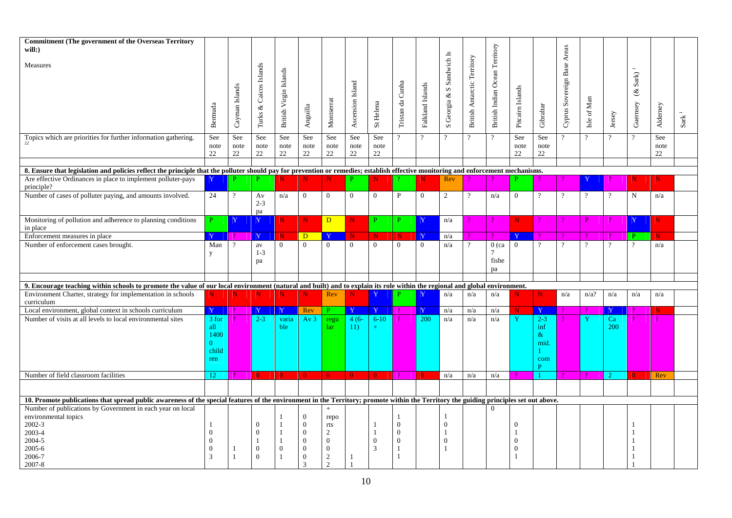| Commitment (The government of the Overseas Territory will:) Measures | Bermuda | Cayman Islands | Turks & Caicos Islands | British Virgin Islands | Anguilla | Montserrat | Ascension Island | St Helena | Tristan da Cunha | Falkland Islands | S Georgia & S Sandwich Is | British Antarctic Territory | British Indian Ocean Territory | Pitcairn Islands | Gibraltar | Cyprus Sovereign Base Areas | Isle of Man | Jersey | Guernsey (& Sark)[1] | Alderney | Sark[1] |
|---|---|---|---|---|---|---|---|---|---|---|---|---|---|---|---|---|---|---|---|---|---|
| Topics which are priorities for further information gathering.[22] | See note 22 | See note 22 | See note 22 | See note 22 | See note 22 | See note 22 | See note 22 | See note 22 | ? | ? | ? | ? | ? | See note 22 | See note 22 | ? | ? | ? | ? | See note 22 | |
| **8. Ensure that legislation and policies reflect the principle that the polluter should pay for prevention or remedies; establish effective monitoring and enforcement mechanisms.** | | | | | | | | | | | | | | | | | | | | | |
| Are effective Ordinances in place to implement polluter-pays principle? | Y | P | P | N | N | N | P | N | ? | N | Rev | ? | ? | P | ? | ? | Y | ? | N | N | |
| Number of cases of polluter paying, and amounts involved. | 24 | ? | Av 2-3 pa | n/a | 0 | 0 | 0 | 0 | P | 0 | 2 | ? | n/a | 0 | ? | ? | ? | ? | N | n/a | |
| Monitoring of pollution and adherence to planning conditions in place | P | Y | Y | N | N | D | N | P | P | Y | n/a | ? | ? | N | ? | ? | P | ? | Y | N | |
| Enforcement measures in place | Y | ? | Y | N | D | Y | N | N | N | Y | n/a | ? | ? | Y | ? | ? | ? | ? | P | N | |
| Number of enforcement cases brought. | Many | ? | av 1-3 pa | 0 | 0 | 0 | 0 | 0 | 0 | 0 | n/a | ? | 0 (ca 7 fishe pa) | 0 | ? | ? | ? | ? | ? | n/a | |
| **9. Encourage teaching within schools to promote the value of our local environment (natural and built) and to explain its role within the regional and global environment.** | | | | | | | | | | | | | | | | | | | | | |
| Environment Charter, strategy for implementation in schools curriculum | N | N | N | N | N | Rev | N | Y | P | Y | n/a | n/a | n/a | N | N | n/a | n/a? | n/a | n/a | n/a | |
| Local environment, global context in schools curriculum | Y | ? | Y | Y | Rev | P | Y | Y | ? | Y | n/a | n/a | n/a | N | Y | ? | ? | Y | ? | N | |
| Number of visits at all levels to local environmental sites | 3 for all 14000 children | ? | 2-3 | variable | Av 3 | regular | 4 (6-11) | 6-10 + | ? | 200 | n/a | n/a | n/a | Y | 2-3 inf & mid. 1 comp | ? | Y | Ca 200 | ? | ? | |
| Number of field classroom facilities | 12 | ? | 0 | 0 | 0 | 0 | 0 | 0 | ? | 0 | n/a | n/a | n/a | ? | 1 | ? | ? | 2 | 0 | Rev | |
| **10. Promote publications that spread public awareness of the special features of the environment in the Territory; promote within the Territory the guiding principles set out above.** | | | | | | | | | | | | | | | | | | | | | |
| Number of publications by Government in each year on local environmental topics | | | | 1 | 0 | + repo | | | 1 | | 1 | | 0 | | | | | | | | |
| 2002-3 | 1 | | 0 | 1 | 1 | rts | | 1 | 0 | | 0 | | | 0 | | | | | 1 | | |
| 2003-4 | 0 | | 0 | 1 | 0 | 2 | | 1 | 0 | | 1 | | | 1 | | | | | 1 | | |
| 2004-5 | 0 | | 1 | 1 | 0 | 0 | | 0 | 0 | | 0 | | | 0 | | | | | 1 | | |
| 2005-6 | 0 | 1 | 0 | 0 | 0 | 0 | | 3 | 1 | | 1 | | | 0 | | | | | 1 | | |
| 2006-7 | 3 | 1 | 0 | 1 | 0 | 2 | 1 | | 1 | | | | | 1 | | | | | 1 | | |
| 2007-8 | | | | | 3 | 2 | 1 | | | | | | | | | | | | 1 | | |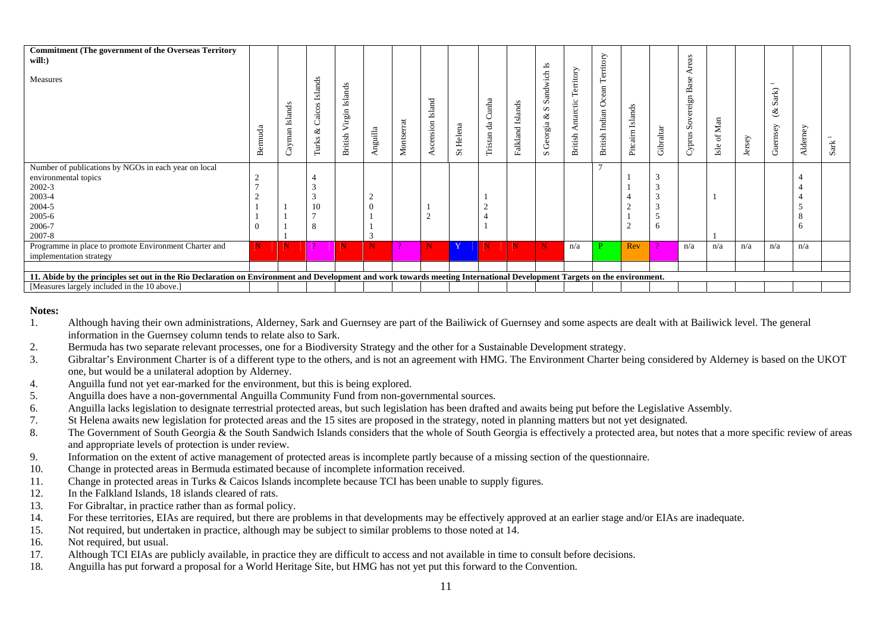| Commitment (The government of the Overseas Territory will:)<br><br>Measures | Bermuda | Cayman Islands | Turks & Caicos Islands | British Virgin Islands | Anguilla | Montserrat | Ascension Island | St Helena | Tristan da Cunha | Falkland Islands | S Georgia & S Sandwich Is | British Antarctic Territory | British Indian Ocean Territory | Pitcairn Islands | Gibraltar | Cyprus Sovereign Base Areas | Isle of Man | Jersey | Guernsey (& Sark)[1] | Alderney | Sark[1] |
|---|---|---|---|---|---|---|---|---|---|---|---|---|---|---|---|---|---|---|---|---|---|
| Number of publications by NGOs in each year on local environmental topics<br>2002-3<br>2003-4<br>2004-5<br>2005-6<br>2006-7<br>2007-8 | 2<br>7<br>2<br>1<br>1<br>0 | 1<br>1<br>1<br>1 | 4<br>3<br>3<br>10<br>7<br>8 | | 2<br>0<br>1<br>1<br>3 | | 1<br>2 | | 1<br>2<br>4<br>1 | | | | 7 | 1<br>1<br>4<br>2<br>1<br>2 | 3<br>3<br>3<br>3<br>5<br>6 | | 1<br>1 | | | 4<br>4<br>4<br>5<br>8<br>6 | |
| Programme in place to promote Environment Charter and implementation strategy | N | N | ? | N | N | ? | N | Y | N | N | N | n/a | P | Rev | ? | n/a | n/a | n/a | n/a | n/a | |
| | | | | | | | | | | | | | | | | | | | | | |
| **11. Abide by the principles set out in the Rio Declaration on Environment and Development and work towards meeting International Development Targets on the environment.** | | | | | | | | | | | | | | | | | | | | | |
| [Measures largely included in the 10 above.] | | | | | | | | | | | | | | | | | | | | | |

**Notes:**

1. Although having their own administrations, Alderney, Sark and Guernsey are part of the Bailiwick of Guernsey and some aspects are dealt with at Bailiwick level. The general information in the Guernsey column tends to relate also to Sark.
2. Bermuda has two separate relevant processes, one for a Biodiversity Strategy and the other for a Sustainable Development strategy.
3. Gibraltar's Environment Charter is of a different type to the others, and is not an agreement with HMG. The Environment Charter being considered by Alderney is based on the UKOT one, but would be a unilateral adoption by Alderney.
4. Anguilla fund not yet ear-marked for the environment, but this is being explored.
5. Anguilla does have a non-governmental Anguilla Community Fund from non-governmental sources.
6. Anguilla lacks legislation to designate terrestrial protected areas, but such legislation has been drafted and awaits being put before the Legislative Assembly.
7. St Helena awaits new legislation for protected areas and the 15 sites are proposed in the strategy, noted in planning matters but not yet designated.
8. The Government of South Georgia & the South Sandwich Islands considers that the whole of South Georgia is effectively a protected area, but notes that a more specific review of areas and appropriate levels of protection is under review.
9. Information on the extent of active management of protected areas is incomplete partly because of a missing section of the questionnaire.
10. Change in protected areas in Bermuda estimated because of incomplete information received.
11. Change in protected areas in Turks & Caicos Islands incomplete because TCI has been unable to supply figures.
12. In the Falkland Islands, 18 islands cleared of rats.
13. For Gibraltar, in practice rather than as formal policy.
14. For these territories, EIAs are required, but there are problems in that developments may be effectively approved at an earlier stage and/or EIAs are inadequate.
15. Not required, but undertaken in practice, although may be subject to similar problems to those noted at 14.
16. Not required, but usual.
17. Although TCI EIAs are publicly available, in practice they are difficult to access and not available in time to consult before decisions.
18. Anguilla has put forward a proposal for a World Heritage Site, but HMG has not yet put this forward to the Convention.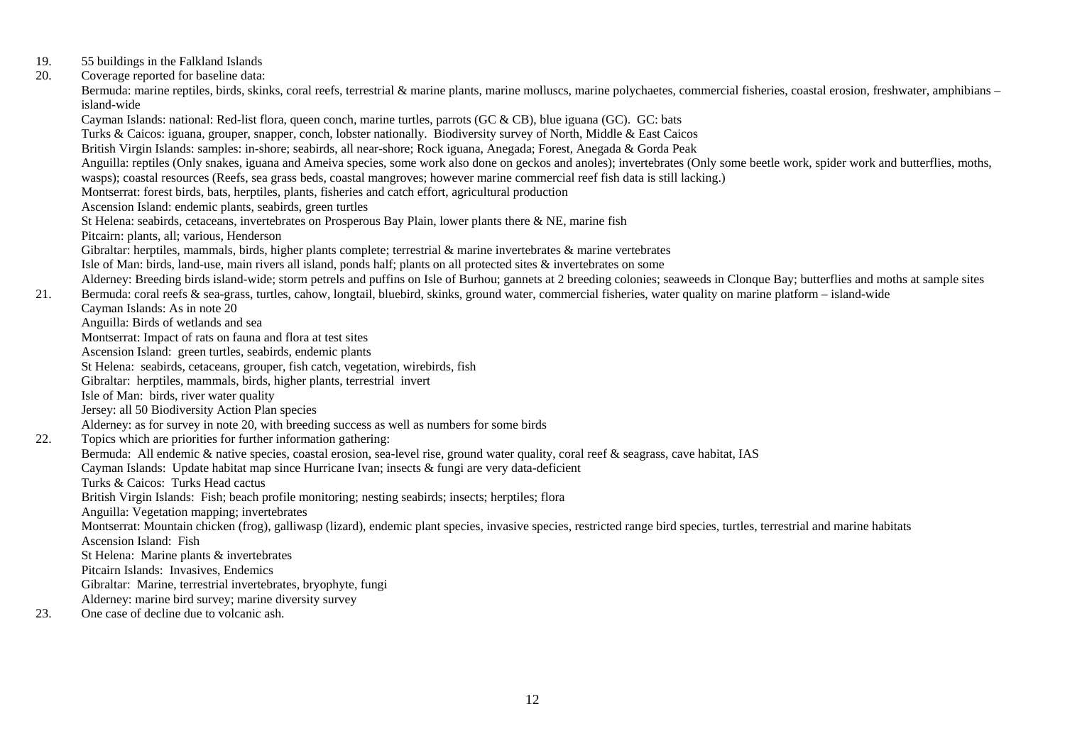19. 55 buildings in the Falkland Islands
20. Coverage reported for baseline data:
    Bermuda: marine reptiles, birds, skinks, coral reefs, terrestrial & marine plants, marine molluscs, marine polychaetes, commercial fisheries, coastal erosion, freshwater, amphibians – island-wide
    Cayman Islands: national: Red-list flora, queen conch, marine turtles, parrots (GC & CB), blue iguana (GC). GC: bats
    Turks & Caicos: iguana, grouper, snapper, conch, lobster nationally. Biodiversity survey of North, Middle & East Caicos
    British Virgin Islands: samples: in-shore; seabirds, all near-shore; Rock iguana, Anegada; Forest, Anegada & Gorda Peak
    Anguilla: reptiles (Only snakes, iguana and Ameiva species, some work also done on geckos and anoles); invertebrates (Only some beetle work, spider work and butterflies, moths, wasps); coastal resources (Reefs, sea grass beds, coastal mangroves; however marine commercial reef fish data is still lacking.)
    Montserrat: forest birds, bats, herptiles, plants, fisheries and catch effort, agricultural production
    Ascension Island: endemic plants, seabirds, green turtles
    St Helena: seabirds, cetaceans, invertebrates on Prosperous Bay Plain, lower plants there & NE, marine fish
    Pitcairn: plants, all; various, Henderson
    Gibraltar: herptiles, mammals, birds, higher plants complete; terrestrial & marine invertebrates & marine vertebrates
    Isle of Man: birds, land-use, main rivers all island, ponds half; plants on all protected sites & invertebrates on some
    Alderney: Breeding birds island-wide; storm petrels and puffins on Isle of Burhou; gannets at 2 breeding colonies; seaweeds in Clonque Bay; butterflies and moths at sample sites
21. Bermuda: coral reefs & sea-grass, turtles, cahow, longtail, bluebird, skinks, ground water, commercial fisheries, water quality on marine platform – island-wide
    Cayman Islands: As in note 20
    Anguilla: Birds of wetlands and sea
    Montserrat: Impact of rats on fauna and flora at test sites
    Ascension Island: green turtles, seabirds, endemic plants
    St Helena: seabirds, cetaceans, grouper, fish catch, vegetation, wirebirds, fish
    Gibraltar: herptiles, mammals, birds, higher plants, terrestrial invert
    Isle of Man: birds, river water quality
    Jersey: all 50 Biodiversity Action Plan species
    Alderney: as for survey in note 20, with breeding success as well as numbers for some birds
22. Topics which are priorities for further information gathering:
    Bermuda: All endemic & native species, coastal erosion, sea-level rise, ground water quality, coral reef & seagrass, cave habitat, IAS
    Cayman Islands: Update habitat map since Hurricane Ivan; insects & fungi are very data-deficient
    Turks & Caicos: Turks Head cactus
    British Virgin Islands: Fish; beach profile monitoring; nesting seabirds; insects; herptiles; flora
    Anguilla: Vegetation mapping; invertebrates
    Montserrat: Mountain chicken (frog), galliwasp (lizard), endemic plant species, invasive species, restricted range bird species, turtles, terrestrial and marine habitats
    Ascension Island: Fish
    St Helena: Marine plants & invertebrates
    Pitcairn Islands: Invasives, Endemics
    Gibraltar: Marine, terrestrial invertebrates, bryophyte, fungi
    Alderney: marine bird survey; marine diversity survey
23. One case of decline due to volcanic ash.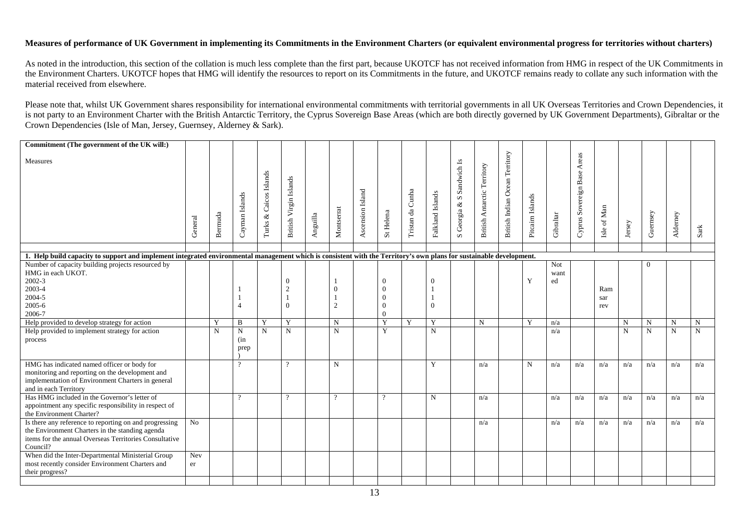**Measures of performance of UK Government in implementing its Commitments in the Environment Charters (or equivalent environmental progress for territories without charters)**

As noted in the introduction, this section of the collation is much less complete than the first part, because UKOTCF has not received information from HMG in respect of the UK Commitments in the Environment Charters. UKOTCF hopes that HMG will identify the resources to report on its Commitments in the future, and UKOTCF remains ready to collate any such information with the material received from elsewhere.

Please note that, whilst UK Government shares responsibility for international environmental commitments with territorial governments in all UK Overseas Territories and Crown Dependencies, it is not party to an Environment Charter with the British Antarctic Territory, the Cyprus Sovereign Base Areas (which are both directly governed by UK Government Departments), Gibraltar or the Crown Dependencies (Isle of Man, Jersey, Guernsey, Alderney & Sark).

| Commitment (The government of the UK will:)<br><br>Measures | General | Bermuda | Cayman Islands | Turks & Caicos Islands | British Virgin Islands | Anguilla | Montserrat | Ascension Island | St Helena | Tristan da Cunha | Falkland Islands | S Georgia & S Sandwich Is | British Antarctic Territory | British Indian Ocean Territory | Pitcairn Islands | Gibraltar | Cyprus Sovereign Base Areas | Isle of Man | Jersey | Guernsey | Alderney | Sark |
|---|---|---|---|---|---|---|---|---|---|---|---|---|---|---|---|---|---|---|---|---|---|---|
| **1. Help build capacity to support and implement integrated environmental management which is consistent with the Territory's own plans for sustainable development.** | | | | | | | | | | | | | | | | | | | | | | |
| Number of capacity building projects resourced by HMG in each UKOT.<br>2002-3<br>2003-4<br>2004-5<br>2005-6<br>2006-7 | | | <br>1<br>1<br>4 | | 0<br>2<br>1<br>0 | | 1<br>0<br>1<br>2 | | 0<br>0<br>0<br>0<br>0 | | 0<br>1<br>1<br>0 | | | | Y | Not wanted | | Ramsar rev | | 0 | | |
| Help provided to develop strategy for action | | Y | B | Y | Y | | N | | Y | Y | Y | | N | | Y | n/a | | | N | N | N | N |
| Help provided to implement strategy for action process | | N | N (in prep) | N | N | | N | | Y | | N | | | | | n/a | | | N | N | N | N |
| HMG has indicated named officer or body for monitoring and reporting on the development and implementation of Environment Charters in general and in each Territory | | | ? | | ? | | N | | | | Y | | n/a | | N | n/a | n/a | n/a | n/a | n/a | n/a | n/a |
| Has HMG included in the Governor's letter of appointment any specific responsibility in respect of the Environment Charter? | | | ? | | ? | | ? | | ? | | N | | n/a | | | n/a | n/a | n/a | n/a | n/a | n/a | n/a |
| Is there any reference to reporting on and progressing the Environment Charters in the standing agenda items for the annual Overseas Territories Consultative Council? | No | | | | | | | | | | | | n/a | | | n/a | n/a | n/a | n/a | n/a | n/a | n/a |
| When did the Inter-Departmental Ministerial Group most recently consider Environment Charters and their progress? | Never | | | | | | | | | | | | | | | | | | | | | |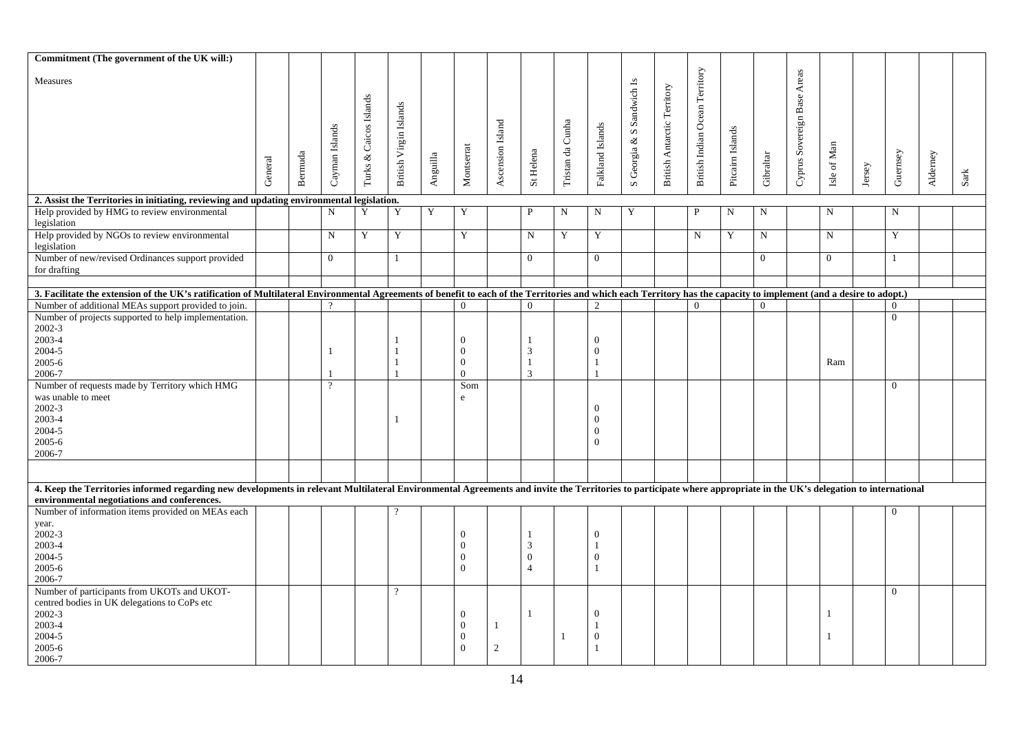| Commitment (The government of the UK will:)<br><br>Measures | General | Bermuda | Cayman Islands | Turks & Caicos Islands | British Virgin Islands | Anguilla | Montserrat | Ascension Island | St Helena | Tristan da Cunha | Falkland Islands | S Georgia & S Sandwich Is | British Antarctic Territory | British Indian Ocean Territory | Pitcairn Islands | Gibraltar | Cyprus Sovereign Base Areas | Isle of Man | Jersey | Guernsey | Alderney | Sark |
|---|---|---|---|---|---|---|---|---|---|---|---|---|---|---|---|---|---|---|---|---|---|---|
| **2. Assist the Territories in initiating, reviewing and updating environmental legislation.** | | | | | | | | | | | | | | | | | | | | | | |
| Help provided by HMG to review environmental legislation | | | N | Y | Y | Y | Y | | P | N | N | Y | | P | N | N | | N | | N | | |
| Help provided by NGOs to review environmental legislation | | | N | Y | Y | | Y | | N | Y | Y | | | N | Y | N | | N | | Y | | |
| Number of new/revised Ordinances support provided for drafting | | | 0 | | 1 | | | | 0 | | 0 | | | | | 0 | | 0 | | 1 | | |
| | | | | | | | | | | | | | | | | | | | | | | |
| **3. Facilitate the extension of the UK's ratification of Multilateral Environmental Agreements of benefit to each of the Territories and which each Territory has the capacity to implement (and a desire to adopt.)** | | | | | | | | | | | | | | | | | | | | | | |
| Number of additional MEAs support provided to join. | | | ? | | | | 0 | | 0 | | 2 | | | 0 | | 0 | | | | 0 | | |
| Number of projects supported to help implementation.<br>2002-3<br>2003-4<br>2004-5<br>2005-6<br>2006-7 | | | <br><br>1<br><br>1 | | <br>1<br>1<br>1<br>1 | | <br>0<br>0<br>0<br>0 | | <br>1<br>3<br>1<br>3 | | <br>0<br>0<br>1<br>1 | | | | | | | Ram | | 0 | | |
| Number of requests made by Territory which HMG was unable to meet<br>2002-3<br>2003-4<br>2004-5<br>2005-6<br>2006-7 | | | ? | | <br><br>1 | | Some | | | | <br>0<br>0<br>0<br>0 | | | | | | | | | 0 | | |
| | | | | | | | | | | | | | | | | | | | | | | |
| **4. Keep the Territories informed regarding new developments in relevant Multilateral Environmental Agreements and invite the Territories to participate where appropriate in the UK's delegation to international environmental negotiations and conferences.** | | | | | | | | | | | | | | | | | | | | | | |
| Number of information items provided on MEAs each year.<br>2002-3<br>2003-4<br>2004-5<br>2005-6<br>2006-7 | | | | | ? | | <br>0<br>0<br>0<br>0 | | <br>1<br>3<br>0<br>4 | | <br>0<br>1<br>0<br>1 | | | | | | | | | 0 | | |
| Number of participants from UKOTs and UKOT-centred bodies in UK delegations to CoPs etc<br>2002-3<br>2003-4<br>2004-5<br>2005-6<br>2006-7 | | | | | ? | | <br>0<br>0<br>0<br>0 | <br><br>1<br><br>2 | <br>1 | <br><br><br>1 | <br>0<br>1<br>0<br>1 | | | | | | | <br>1<br><br>1 | | 0 | | |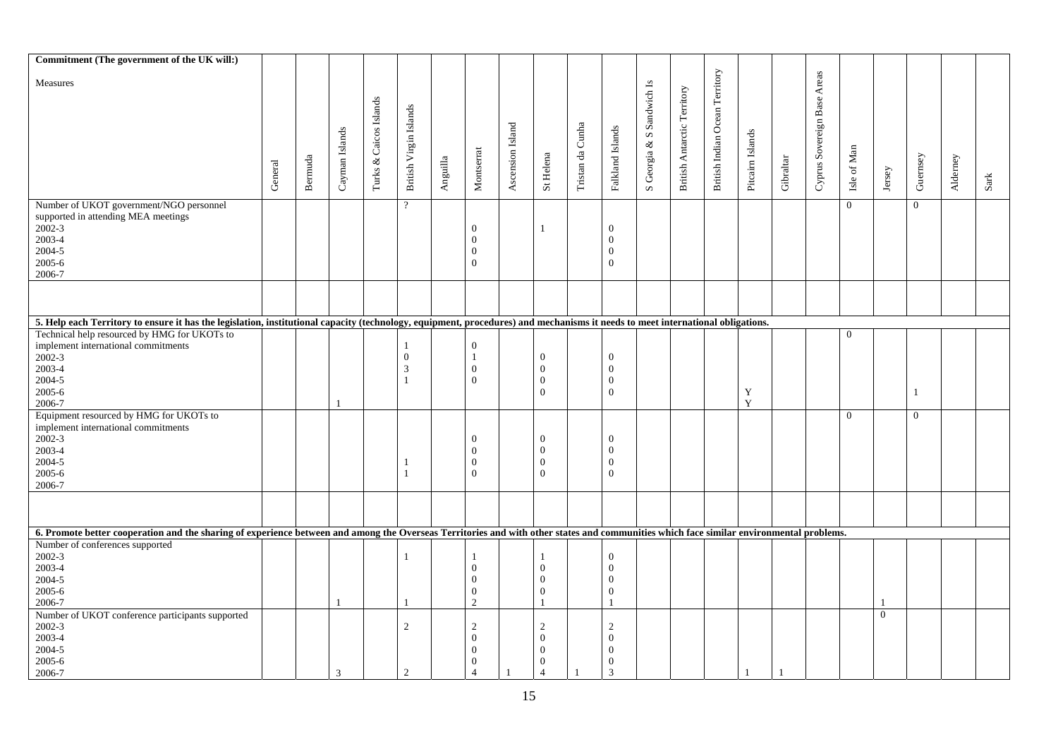| Commitment (The government of the UK will:)<br><br>Measures | General | Bermuda | Cayman Islands | Turks & Caicos Islands | British Virgin Islands | Anguilla | Montserrat | Ascension Island | St Helena | Tristan da Cunha | Falkland Islands | S Georgia & S Sandwich Is | British Antarctic Territory | British Indian Ocean Territory | Pitcairn Islands | Gibraltar | Cyprus Sovereign Base Areas | Isle of Man | Jersey | Guernsey | Alderney | Sark |
|---|---|---|---|---|---|---|---|---|---|---|---|---|---|---|---|---|---|---|---|---|---|---|
| Number of UKOT government/NGO personnel supported in attending MEA meetings | | | | | ? | | | | | | | | | | | | | 0 | | 0 | | |
| 2002-3 | | | | | | | 0 | | 1 | | 0 | | | | | | | | | | | |
| 2003-4 | | | | | | | 0 | | | | 0 | | | | | | | | | | | |
| 2004-5 | | | | | | | 0 | | | | 0 | | | | | | | | | | | |
| 2005-6 | | | | | | | 0 | | | | 0 | | | | | | | | | | | |
| 2006-7 | | | | | | | | | | | | | | | | | | | | | | |
| | | | | | | | | | | | | | | | | | | | | | | |
| **5. Help each Territory to ensure it has the legislation, institutional capacity (technology, equipment, procedures) and mechanisms it needs to meet international obligations.** | | | | | | | | | | | | | | | | | | | | | | |
| Technical help resourced by HMG for UKOTs to implement international commitments | | | | | | | 0 | | | | | | | | | | | 0 | | | | |
| 2002-3 | | | | | 1 | | 1 | | | | | | | | | | | | | | | |
| 2003-4 | | | | | 0 | | 0 | | 0 | | 0 | | | | | | | | | | | |
| 2004-5 | | | | | 3 | | 0 | | 0 | | 0 | | | | | | | | | | | |
| 2005-6 | | | | | 1 | | | | 0 | | 0 | | | | Y | | | | | 1 | | |
| 2006-7 | | | 1 | | | | | | 0 | | 0 | | | | Y | | | | | | | |
| Equipment resourced by HMG for UKOTs to implement international commitments | | | | | | | | | | | | | | | | | | 0 | | 0 | | |
| 2002-3 | | | | | | | 0 | | 0 | | 0 | | | | | | | | | | | |
| 2003-4 | | | | | | | 0 | | 0 | | 0 | | | | | | | | | | | |
| 2004-5 | | | | | 1 | | 0 | | 0 | | 0 | | | | | | | | | | | |
| 2005-6 | | | | | 1 | | 0 | | 0 | | 0 | | | | | | | | | | | |
| 2006-7 | | | | | | | | | | | | | | | | | | | | | | |
| | | | | | | | | | | | | | | | | | | | | | | |
| **6. Promote better cooperation and the sharing of experience between and among the Overseas Territories and with other states and communities which face similar environmental problems.** | | | | | | | | | | | | | | | | | | | | | | |
| Number of conferences supported | | | | | | | | | | | | | | | | | | | | | | |
| 2002-3 | | | | | 1 | | 1 | | 1 | | 0 | | | | | | | | | | | |
| 2003-4 | | | | | | | 0 | | 0 | | 0 | | | | | | | | | | | |
| 2004-5 | | | | | | | 0 | | 0 | | 0 | | | | | | | | | | | |
| 2005-6 | | | | | | | 0 | | 0 | | 0 | | | | | | | | | | | |
| 2006-7 | | | 1 | | 1 | | 2 | | 1 | | 1 | | | | | | | | 1 | | | |
| Number of UKOT conference participants supported | | | | | | | | | | | | | | | | | | | 0 | | | |
| 2002-3 | | | | | 2 | | 2 | | 2 | | 2 | | | | | | | | | | | |
| 2003-4 | | | | | | | 0 | | 0 | | 0 | | | | | | | | | | | |
| 2004-5 | | | | | | | 0 | | 0 | | 0 | | | | | | | | | | | |
| 2005-6 | | | | | | | 0 | | 0 | | 0 | | | | | | | | | | | |
| 2006-7 | | | 3 | | 2 | | 4 | 1 | 4 | 1 | 3 | | | | 1 | 1 | | | | | | |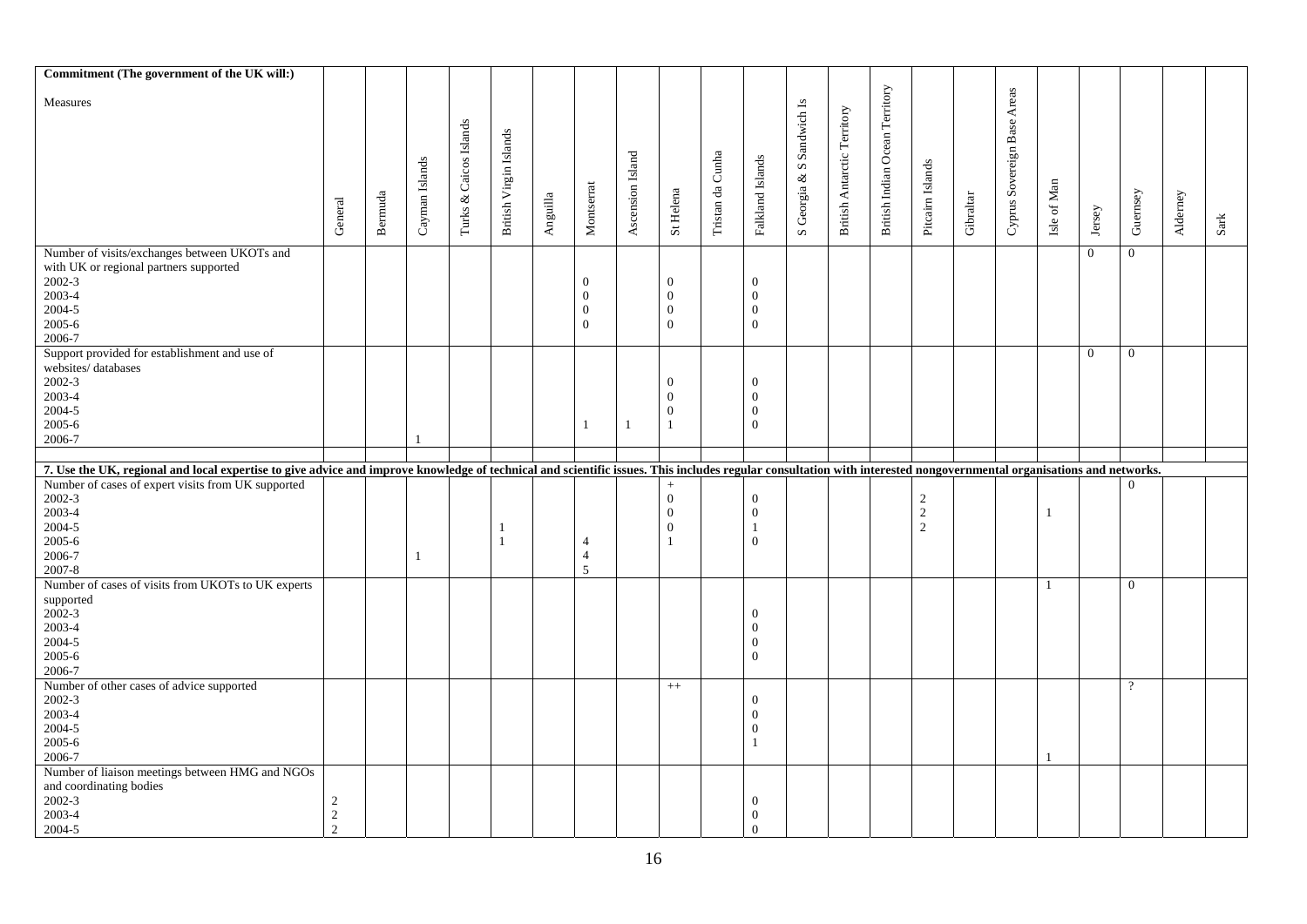| Commitment (The government of the UK will:)<br><br>Measures | General | Bermuda | Cayman Islands | Turks & Caicos Islands | British Virgin Islands | Anguilla | Montserrat | Ascension Island | St Helena | Tristan da Cunha | Falkland Islands | S Georgia & S Sandwich Is | British Antarctic Territory | British Indian Ocean Territory | Pitcairn Islands | Gibraltar | Cyprus Sovereign Base Areas | Isle of Man | Jersey | Guernsey | Alderney | Sark |
|---|---|---|---|---|---|---|---|---|---|---|---|---|---|---|---|---|---|---|---|---|---|---|
| Number of visits/exchanges between UKOTs and with UK or regional partners supported | | | | | | | | | | | | | | | | | | | 0 | 0 | | |
| 2002-3 | | | | | | | 0 | | 0 | | 0 | | | | | | | | | | | |
| 2003-4 | | | | | | | 0 | | 0 | | 0 | | | | | | | | | | | |
| 2004-5 | | | | | | | 0 | | 0 | | 0 | | | | | | | | | | | |
| 2005-6 | | | | | | | 0 | | 0 | | 0 | | | | | | | | | | | |
| 2006-7 | | | | | | | | | | | | | | | | | | | | | | |
| Support provided for establishment and use of websites/ databases | | | | | | | | | | | | | | | | | | | 0 | 0 | | |
| 2002-3 | | | | | | | | | 0 | | 0 | | | | | | | | | | | |
| 2003-4 | | | | | | | | | 0 | | 0 | | | | | | | | | | | |
| 2004-5 | | | | | | | | | 0 | | 0 | | | | | | | | | | | |
| 2005-6 | | | | | | | 1 | 1 | 1 | | 0 | | | | | | | | | | | |
| 2006-7 | | | 1 | | | | | | | | | | | | | | | | | | | |
| **7. Use the UK, regional and local expertise to give advice and improve knowledge of technical and scientific issues. This includes regular consultation with interested nongovernmental organisations and networks.** | | | | | | | | | | | | | | | | | | | | | | |
| Number of cases of expert visits from UK supported | | | | | | | | | + | | | | | | | | | | | 0 | | |
| 2002-3 | | | | | | | | | 0 | | 0 | | | | 2 | | | | | | | |
| 2003-4 | | | | | | | | | 0 | | 0 | | | | 2 | | | 1 | | | | |
| 2004-5 | | | | | 1 | | | | 0 | | 1 | | | | 2 | | | | | | | |
| 2005-6 | | | | | 1 | | 4 | | 1 | | 0 | | | | | | | | | | | |
| 2006-7 | | | 1 | | | | 4 | | | | | | | | | | | | | | | |
| 2007-8 | | | | | | | 5 | | | | | | | | | | | | | | | |
| Number of cases of visits from UKOTs to UK experts supported | | | | | | | | | | | | | | | | | | 1 | | 0 | | |
| 2002-3 | | | | | | | | | | | 0 | | | | | | | | | | | |
| 2003-4 | | | | | | | | | | | 0 | | | | | | | | | | | |
| 2004-5 | | | | | | | | | | | 0 | | | | | | | | | | | |
| 2005-6 | | | | | | | | | | | 0 | | | | | | | | | | | |
| 2006-7 | | | | | | | | | | | | | | | | | | | | | | |
| Number of other cases of advice supported | | | | | | | | | ++ | | | | | | | | | | | ? | | |
| 2002-3 | | | | | | | | | | | 0 | | | | | | | | | | | |
| 2003-4 | | | | | | | | | | | 0 | | | | | | | | | | | |
| 2004-5 | | | | | | | | | | | 0 | | | | | | | | | | | |
| 2005-6 | | | | | | | | | | | 1 | | | | | | | | | | | |
| 2006-7 | | | | | | | | | | | | | | | | | | 1 | | | | |
| Number of liaison meetings between HMG and NGOs and coordinating bodies | | | | | | | | | | | | | | | | | | | | | | |
| 2002-3 | 2 | | | | | | | | | | 0 | | | | | | | | | | | |
| 2003-4 | 2 | | | | | | | | | | 0 | | | | | | | | | | | |
| 2004-5 | 2 | | | | | | | | | | 0 | | | | | | | | | | | |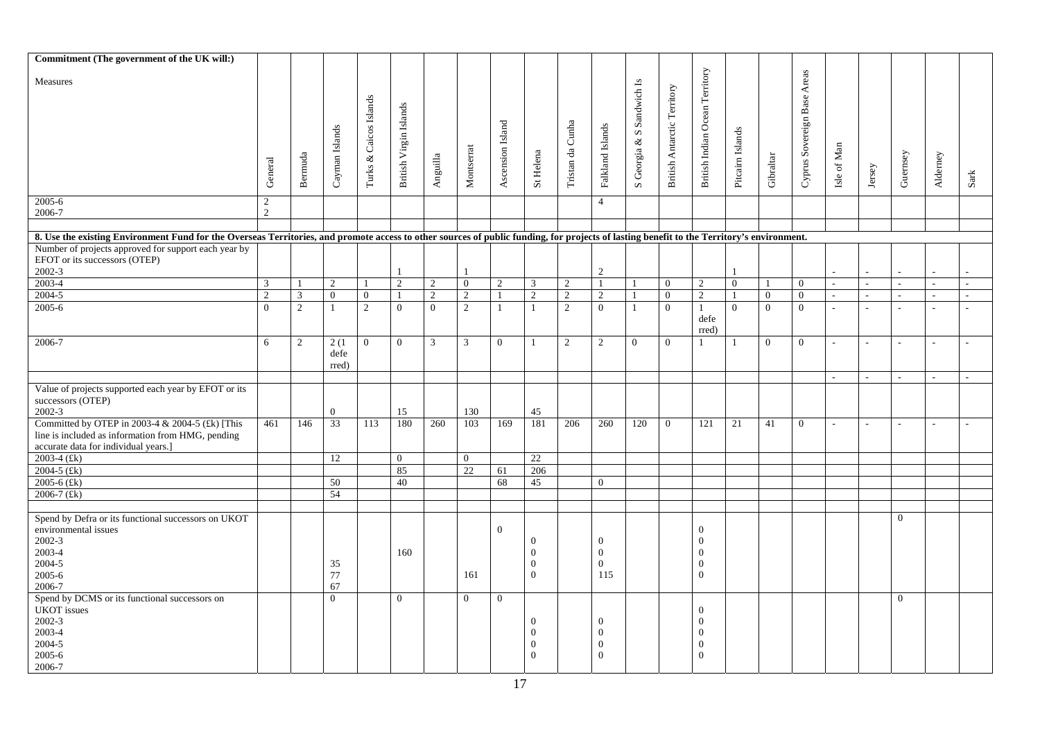| Commitment (The government of the UK will:)<br><br>Measures | General | Bermuda | Cayman Islands | Turks & Caicos Islands | British Virgin Islands | Anguilla | Montserrat | Ascension Island | St Helena | Tristan da Cunha | Falkland Islands | S Georgia & S Sandwich Is | British Antarctic Territory | British Indian Ocean Territory | Pitcairn Islands | Gibraltar | Cyprus Sovereign Base Areas | Isle of Man | Jersey | Guernsey | Alderney | Sark |
|---|---|---|---|---|---|---|---|---|---|---|---|---|---|---|---|---|---|---|---|---|---|---|
| 2005-6 | 2 | | | | | | | | | | 4 | | | | | | | | | | | |
| 2006-7 | 2 | | | | | | | | | | | | | | | | | | | | | |
| | | | | | | | | | | | | | | | | | | | | | | |
| **8. Use the existing Environment Fund for the Overseas Territories, and promote access to other sources of public funding, for projects of lasting benefit to the Territory's environment.** | | | | | | | | | | | | | | | | | | | | | | |
| Number of projects approved for support each year by EFOT or its successors (OTEP)<br>2002-3 | | | | | 1 | | 1 | | | | 2 | | | | 1 | | | - | - | - | - | - |
| 2003-4 | 3 | 1 | 2 | 1 | 2 | 2 | 0 | 2 | 3 | 2 | 1 | 1 | 0 | 2 | 0 | 1 | 0 | - | - | - | - | - |
| 2004-5 | 2 | 3 | 0 | 0 | 1 | 2 | 2 | 1 | 2 | 2 | 2 | 1 | 0 | 2 | 1 | 0 | 0 | - | - | - | - | - |
| 2005-6 | 0 | 2 | 1 | 2 | 0 | 0 | 2 | 1 | 1 | 2 | 0 | 1 | 0 | 1 (deferred) | 0 | 0 | 0 | - | - | - | - | - |
| 2006-7 | 6 | 2 | 2 (1 deferred) | 0 | 0 | 3 | 3 | 0 | 1 | 2 | 2 | 0 | 0 | 1 | 1 | 0 | 0 | - | - | - | - | - |
| | | | | | | | | | | | | | | | | | | - | - | - | - | - |
| Value of projects supported each year by EFOT or its successors (OTEP)<br>2002-3 | | | 0 | | 15 | | 130 | | 45 | | | | | | | | | | | | | |
| Committed by OTEP in 2003-4 & 2004-5 (£k) [This line is included as information from HMG, pending accurate data for individual years.] | 461 | 146 | 33 | 113 | 180 | 260 | 103 | 169 | 181 | 206 | 260 | 120 | 0 | 121 | 21 | 41 | 0 | - | - | - | - | - |
| 2003-4 (£k) | | | 12 | | 0 | | 0 | | 22 | | | | | | | | | | | | | |
| 2004-5 (£k) | | | | | 85 | | 22 | 61 | 206 | | | | | | | | | | | | | |
| 2005-6 (£k) | | | 50 | | 40 | | | 68 | 45 | | 0 | | | | | | | | | | | |
| 2006-7 (£k) | | | 54 | | | | | | | | | | | | | | | | | | | |
| | | | | | | | | | | | | | | | | | | | | | | |
| Spend by Defra or its functional successors on UKOT environmental issues | | | | | | | | 0 | | | | | | 0 | | | | | | 0 | | |
| 2002-3 | | | | | | | | | 0 | | 0 | | | 0 | | | | | | | | |
| 2003-4 | | | | | 160 | | | | 0 | | 0 | | | 0 | | | | | | | | |
| 2004-5 | | | 35 | | | | | | 0 | | 0 | | | 0 | | | | | | | | |
| 2005-6 | | | 77 | | | | 161 | | 0 | | 115 | | | 0 | | | | | | | | |
| 2006-7 | | | 67 | | | | | | | | | | | | | | | | | | | |
| Spend by DCMS or its functional successors on | | | 0 | | 0 | | 0 | 0 | | | | | | | | | | | | 0 | | |
| UKOT issues | | | | | | | | | | | | | | 0 | | | | | | | | |
| 2002-3 | | | | | | | | | 0 | | 0 | | | 0 | | | | | | | | |
| 2003-4 | | | | | | | | | 0 | | 0 | | | 0 | | | | | | | | |
| 2004-5 | | | | | | | | | 0 | | 0 | | | 0 | | | | | | | | |
| 2005-6 | | | | | | | | | 0 | | 0 | | | 0 | | | | | | | | |
| 2006-7 | | | | | | | | | | | | | | | | | | | | | | |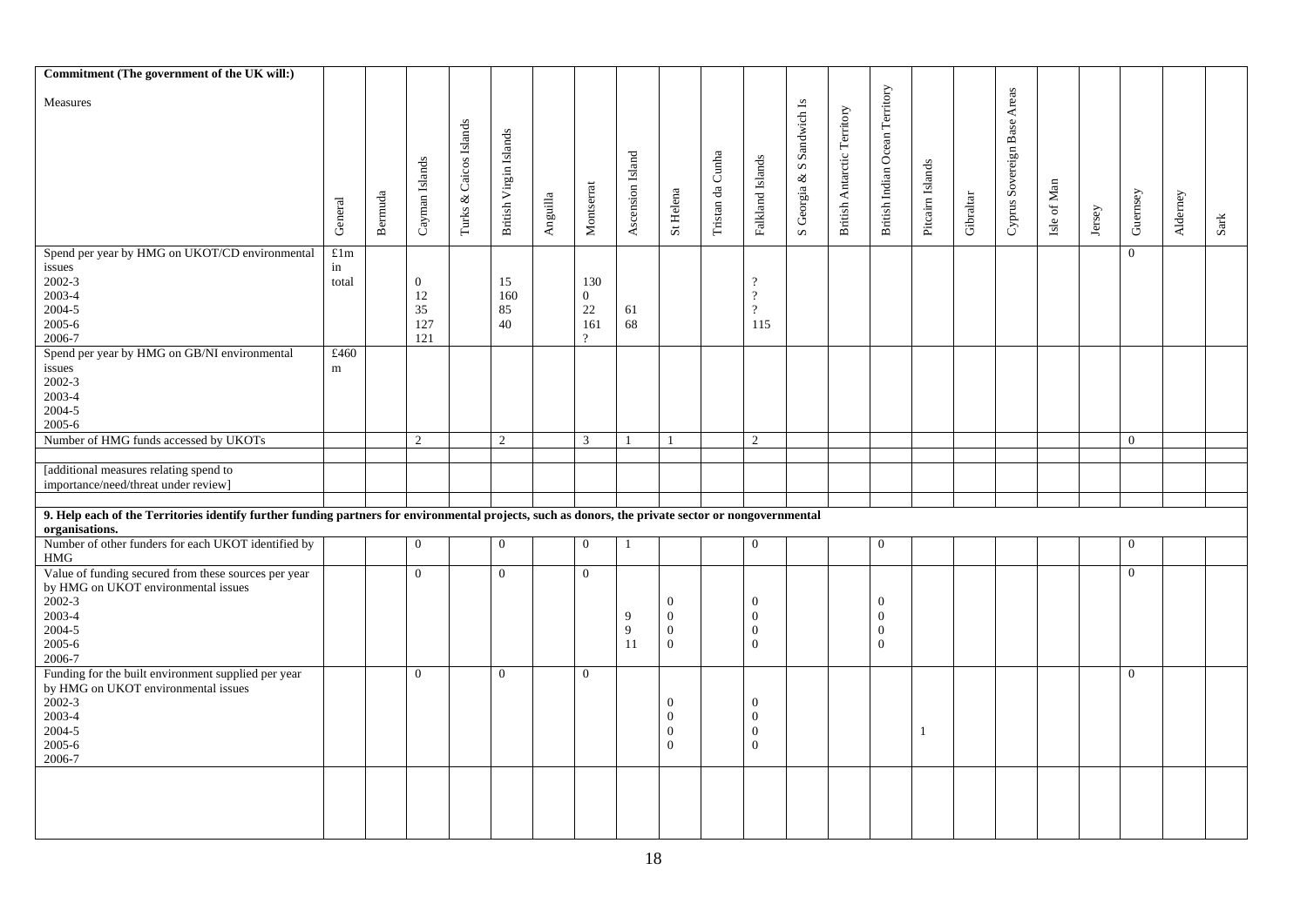| Commitment (The government of the UK will:)<br><br>Measures | General | Bermuda | Cayman Islands | Turks & Caicos Islands | British Virgin Islands | Anguilla | Montserrat | Ascension Island | St Helena | Tristan da Cunha | Falkland Islands | S Georgia & S Sandwich Is | British Antarctic Territory | British Indian Ocean Territory | Pitcairn Islands | Gibraltar | Cyprus Sovereign Base Areas | Isle of Man | Jersey | Guernsey | Alderney | Sark |
|---|---|---|---|---|---|---|---|---|---|---|---|---|---|---|---|---|---|---|---|---|---|---|
| Spend per year by HMG on UKOT/CD environmental issues<br>2002-3<br>2003-4<br>2004-5<br>2005-6<br>2006-7 | £1m in total | | 0<br>12<br>35<br>127<br>121 | | 15<br>160<br>85<br>40 | | 130<br>0<br>22<br>161<br>? | 61<br>68 | | | ?<br>?<br>?<br>115 | | | | | | | | | 0 | | |
| Spend per year by HMG on GB/NI environmental issues<br>2002-3<br>2003-4<br>2004-5<br>2005-6 | £460 m | | | | | | | | | | | | | | | | | | | | | |
| Number of HMG funds accessed by UKOTs | | | 2 | | 2 | | 3 | 1 | 1 | | 2 | | | | | | | | | 0 | | |
| | | | | | | | | | | | | | | | | | | | | | | |
| [additional measures relating spend to importance/need/threat under review] | | | | | | | | | | | | | | | | | | | | | | |
| | | | | | | | | | | | | | | | | | | | | | | |
| **9. Help each of the Territories identify further funding partners for environmental projects, such as donors, the private sector or nongovernmental organisations.** | | | | | | | | | | | | | | | | | | | | | | |
| Number of other funders for each UKOT identified by HMG | | | 0 | | 0 | | 0 | 1 | | | 0 | | | 0 | | | | | | 0 | | |
| Value of funding secured from these sources per year by HMG on UKOT environmental issues<br>2002-3<br>2003-4<br>2004-5<br>2005-6<br>2006-7 | | | 0 | | 0 | | 0 | 9<br>9<br>11 | 0<br>0<br>0<br>0 | | 0<br>0<br>0<br>0 | | | 0<br>0<br>0<br>0 | | | | | | 0 | | |
| Funding for the built environment supplied per year by HMG on UKOT environmental issues<br>2002-3<br>2003-4<br>2004-5<br>2005-6<br>2006-7 | | | 0 | | 0 | | 0 | | 0<br>0<br>0<br>0 | | 0<br>0<br>0<br>0 | | | | 1 | | | | | 0 | | |
| | | | | | | | | | | | | | | | | | | | | | | |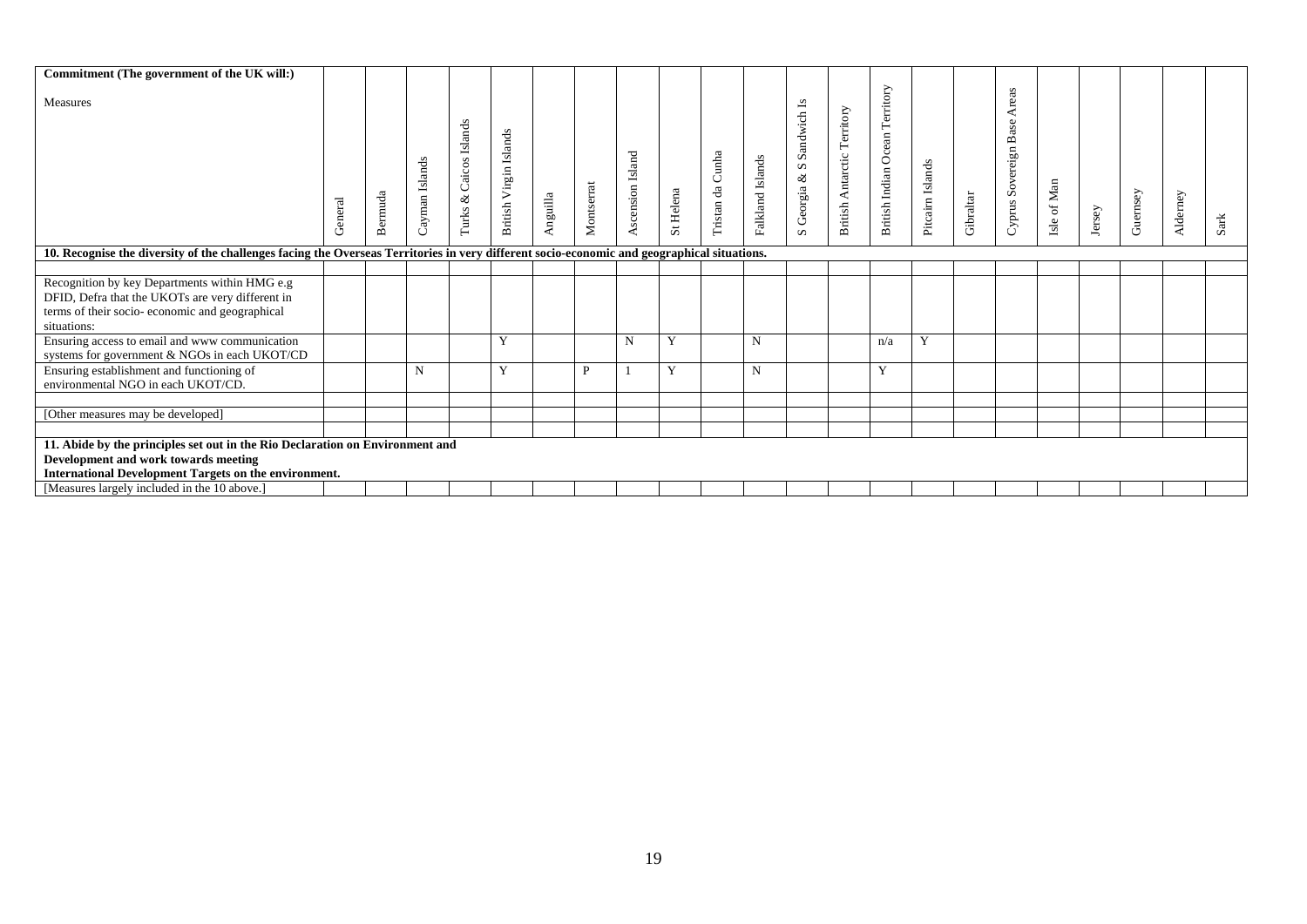| Commitment (The government of the UK will:)<br><br>Measures | General | Bermuda | Cayman Islands | Turks & Caicos Islands | British Virgin Islands | Anguilla | Montserrat | Ascension Island | St Helena | Tristan da Cunha | Falkland Islands | S Georgia & S Sandwich Is | British Antarctic Territory | British Indian Ocean Territory | Pitcairn Islands | Gibraltar | Cyprus Sovereign Base Areas | Isle of Man | Jersey | Guernsey | Alderney | Sark |
|---|---|---|---|---|---|---|---|---|---|---|---|---|---|---|---|---|---|---|---|---|---|---|
| **10. Recognise the diversity of the challenges facing the Overseas Territories in very different socio-economic and geographical situations.** | | | | | | | | | | | | | | | | | | | | | | |
| | | | | | | | | | | | | | | | | | | | | | | |
| Recognition by key Departments within HMG e.g DFID, Defra that the UKOTs are very different in terms of their socio- economic and geographical situations: | | | | | | | | | | | | | | | | | | | | | | |
| Ensuring access to email and www communication systems for government & NGOs in each UKOT/CD | | | | | Y | | | N | Y | | N | | | n/a | Y | | | | | | | |
| Ensuring establishment and functioning of environmental NGO in each UKOT/CD. | | | N | | Y | | P | 1 | Y | | N | | | Y | | | | | | | | |
| | | | | | | | | | | | | | | | | | | | | | | |
| [Other measures may be developed] | | | | | | | | | | | | | | | | | | | | | | |
| | | | | | | | | | | | | | | | | | | | | | | |
| **11. Abide by the principles set out in the Rio Declaration on Environment and Development and work towards meeting International Development Targets on the environment.** | | | | | | | | | | | | | | | | | | | | | | |
| [Measures largely included in the 10 above.] | | | | | | | | | | | | | | | | | | | | | | |